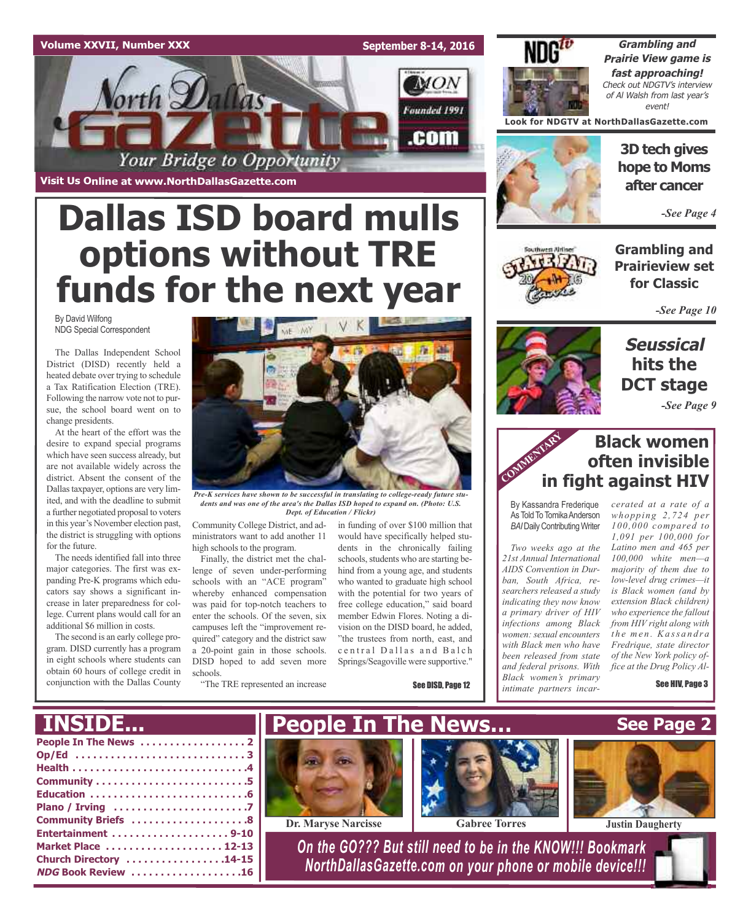Visit Us Online at www.NorthDallasGazette.com

# Dallas ISD board mulls options without TRE funds for the next year

By David Wilfong
NDG Special Correspondent

The Dallas Independent School District (DISD) recently held a heated debate over trying to schedule a Tax Ratification Election (TRE). Following the narrow vote not to pursue, the school board went on to change presidents.

At the heart of the effort was the desire to expand special programs which have seen success already, but are not available widely across the district. Absent the consent of the Dallas taxpayer, options are very limited, and with the deadline to submit a further negotiated proposal to voters in this year's November election past, the district is struggling with options for the future.

The needs identified fall into three major categories. The first was expanding Pre-K programs which educators say shows a significant increase in later preparedness for college. Current plans would call for an additional $6 million in costs.

The second is an early college program. DISD currently has a program in eight schools where students can obtain 60 hours of college credit in conjunction with the Dallas County Community College District, and administrators want to add another 11 high schools to the program.

Finally, the district met the challenge of seven under-performing schools with an "ACE program" whereby enhanced compensation was paid for top-notch teachers to enter the schools. Of the seven, six campuses left the "improvement required" category and the district saw a 20-point gain in those schools. DISD hoped to add seven more schools.

"The TRE represented an increase in funding of over $100 million that would have specifically helped students in the chronically failing schools, students who are starting behind from a young age, and students who wanted to graduate high school with the potential for two years of free college education," said board member Edwin Flores. Noting a division on the DISD board, he added, "the trustees from north, east, and central Dallas and Balch Springs/Seagoville were supportive."

*Pre-K services have shown to be successful in translating to college-ready future students and was one of the area's the Dallas ISD hoped to expand on. (Photo: U.S. Dept. of Education / Flickr)*

See DISD, Page 12

---

**Grambling and Prairie View game is fast approaching!**
*Check out NDGTV's interview of Al Walsh from last year's event!*

Look for NDGTV at NorthDallasGazette.com

**3D tech gives hope to Moms after cancer**
*-See Page 4*

**Grambling and Prairieview set for Classic**
*-See Page 10*

***Seussical* hits the DCT stage**
*-See Page 9*

---

COMMENTARY

## Black women often invisible in fight against HIV

By Kassandra Frederique
As Told To Tomika Anderson
*BAI* Daily Contributing Writer

*Two weeks ago at the 21st Annual International AIDS Convention in Durban, South Africa, researchers released a study indicating they now know a primary driver of HIV infections among Black women: sexual encounters with Black men who have been released from state and federal prisons. With Black women's primary intimate partners incarcerated at a rate of a whopping 2,724 per 100,000 compared to 1,091 per 100,000 for Latino men and 465 per 100,000 white men—a majority of them due to low-level drug crimes—it is Black women (and by extension Black children) who experience the fallout from HIV right along with the men. Kassandra Fredrique, state director of the New York policy office at the Drug Policy Al-*

See HIV, Page 3

---

## INSIDE...

- People In The News . . . . . 2
- Op/Ed . . . . . 3
- Health . . . . . 4
- Community . . . . . 5
- Education . . . . . 6
- Plano / Irving . . . . . 7
- Community Briefs . . . . . 8
- Entertainment . . . . . 9-10
- Market Place . . . . . 12-13
- Church Directory . . . . . 14-15
- *NDG* Book Review . . . . . 16

## People In The News... See Page 2

Dr. Maryse Narcisse | Gabree Torres | Justin Daugherty

*On the GO??? But still need to be in the KNOW!!! Bookmark NorthDallasGazette.com on your phone or mobile device!!!*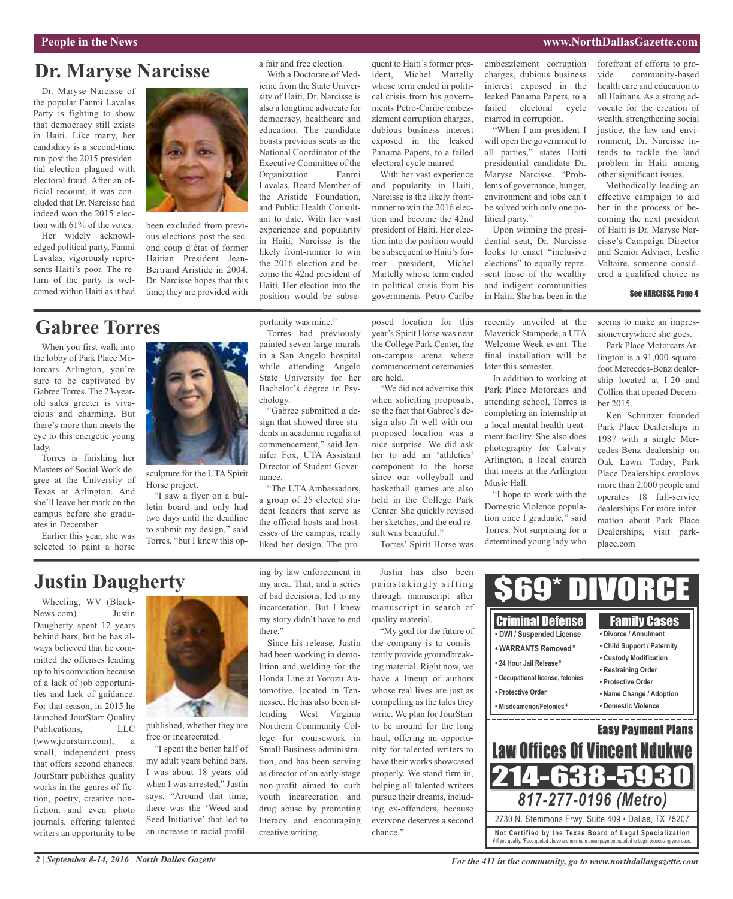## Dr. Maryse Narcisse

Dr. Maryse Narcisse of the popular Fanmi Lavalas Party is fighting to show that democracy still exists in Haiti. Like many, her candidacy is a second-time run post the 2015 presidential election plagued with electoral fraud. After an official recount, it was concluded that Dr. Narcisse had indeed won the 2015 election with 61% of the votes.

Her widely acknowledged political party, Fanmi Lavalas, vigorously represents Haiti's poor. The return of the party is welcomed within Haiti as it had been excluded from previous elections post the second coup d'état of former Haitian President Jean-Bertrand Aristide in 2004. Dr. Narcisse hopes that this time; they are provided with a fair and free election.

With a Doctorate of Medicine from the State University of Haiti, Dr. Narcisse is also a longtime advocate for democracy, healthcare and education. The candidate boasts previous seats as the National Coordinator of the Executive Committee of the Organization Fanmi Lavalas, Board Member of the Aristide Foundation, and Public Health Consultant to date. With her vast experience and popularity in Haiti, Narcisse is the likely front-runner to win the 2016 election and become the 42nd president of Haiti. Her election into the position would be subsequent to Haiti's former president, Michel Martelly whose term ended in political crisis from his governments Petro-Caribe embezzlement corruption charges, dubious business interest exposed in the leaked Panama Papers, to a failed electoral cycle marred

With her vast experience and popularity in Haiti, Narcisse is the likely front-runner to win the 2016 election and become the 42nd president of Haiti. Her election into the position would be subsequent to Haiti's former president, Michel Martelly whose term ended in political crisis from his governments Petro-Caribe embezzlement corruption charges, dubious business interest exposed in the leaked Panama Papers, to a failed electoral cycle marred in corruption.

"When I am president I will open the government to all parties," states Haiti presidential candidate Dr. Maryse Narcisse. "Problems of governance, hunger, environment and jobs can't be solved with only one political party."

Upon winning the presidential seat, Dr. Narcisse looks to enact "inclusive elections" to equally represent those of the wealthy and indigent communities in Haiti. She has been in the forefront of efforts to provide community-based health care and education to all Haitians. As a strong advocate for the creation of wealth, strengthening social justice, the law and environment, Dr. Narcisse intends to tackle the land problem in Haiti among other significant issues.

Methodically leading an effective campaign to aid her in the process of becoming the next president of Haiti is Dr. Maryse Narcisse's Campaign Director and Senior Adviser, Leslie Voltaire, someone considered a qualified choice as

See NARCISSE, Page 4

## Gabree Torres

When you first walk into the lobby of Park Place Motorcars Arlington, you're sure to be captivated by Gabree Torres. The 23-year-old sales greeter is vivacious and charming. But there's more than meets the eye to this energetic young lady.

Torres is finishing her Masters of Social Work degree at the University of Texas at Arlington. And she'll leave her mark on the campus before she graduates in December.

Earlier this year, she was selected to paint a horse sculpture for the UTA Spirit Horse project.

"I saw a flyer on a bulletin board and only had two days until the deadline to submit my design," said Torres, "but I knew this opportunity was mine."

Torres had previously painted seven large murals in a San Angelo hospital while attending Angelo State University for her Bachelor's degree in Psychology.

"Gabree submitted a design that showed three students in academic regalia at commencement," said Jennifer Fox, UTA Assistant Director of Student Governance.

"The UTA Ambassadors, a group of 25 elected student leaders that serve as the official hosts and hostesses of the campus, really liked her design. The proposed location for this year's Spirit Horse was near the College Park Center, the on-campus arena where commencement ceremonies are held.

"We did not advertise this when soliciting proposals, so the fact that Gabree's design also fit well with our proposed location was a nice surprise. We did ask her to add an 'athletics' component to the horse since our volleyball and basketball games are also held in the College Park Center. She quickly revised her sketches, and the end result was beautiful."

Torres' Spirit Horse was recently unveiled at the Maverick Stampede, a UTA Welcome Week event. The final installation will be later this semester.

In addition to working at Park Place Motorcars and attending school, Torres is completing an internship at a local mental health treatment facility. She also does photography for Calvary Arlington, a local church that meets at the Arlington Music Hall.

"I hope to work with the Domestic Violence population once I graduate," said Torres. Not surprising for a determined young lady who seems to make an impressioneverywhere she goes.

Park Place Motorcars Arlington is a 91,000-square-foot Mercedes-Benz dealership located at I-20 and Collins that opened December 2015.

Ken Schnitzer founded Park Place Dealerships in 1987 with a single Mercedes-Benz dealership on Oak Lawn. Today, Park Place Dealerships employs more than 2,000 people and operates 18 full-service dealerships For more information about Park Place Dealerships, visit parkplace.com

## Justin Daugherty

Wheeling, WV (Black-News.com) — Justin Daugherty spent 12 years behind bars, but he has always believed that he committed the offenses leading up to his conviction because of a lack of job opportunities and lack of guidance. For that reason, in 2015 he launched JourStarr Quality Publications, LLC (www.jourstarr.com), a small, independent press that offers second chances. JourStarr publishes quality works in the genres of fiction, poetry, creative nonfiction, and even photo journals, offering talented writers an opportunity to be published, whether they are free or incarcerated.

"I spent the better half of my adult years behind bars. I was about 18 years old when I was arrested," Justin says. "Around that time, there was the 'Weed and Seed Initiative' that led to an increase in racial profiling by law enforcement in my area. That, and a series of bad decisions, led to my incarceration. But I knew my story didn't have to end there."

Since his release, Justin had been working in demolition and welding for the Honda Line at Yorozu Automotive, located in Tennessee. He has also been attending West Virginia Northern Community College for coursework in Small Business administration, and has been serving as director of an early-stage non-profit aimed to curb youth incarceration and drug abuse by promoting literacy and encouraging creative writing.

Justin has also been painstakingly sifting through manuscript after manuscript in search of quality material.

"My goal for the future of the company is to consistently provide groundbreaking material. Right now, we have a lineup of authors whose real lives are just as compelling as the tales they write. We plan for JourStarr to be around for the long haul, offering an opportunity for talented writers to have their works showcased properly. We stand firm in, helping all talented writers pursue their dreams, including ex-offenders, because everyone deserves a second chance."

**$69* DIVORCE**

**Criminal Defense**
- DWI / Suspended License
- WARRANTS Removed ¥
- 24 Hour Jail Release ¥
- Occupational license, felonies
- Protective Order
- Misdeamenor/Felonies ¥

**Family Cases**
- Divorce / Annulment
- Child Support / Paternity
- Custody Modification
- Restraining Order
- Protective Order
- Name Change / Adoption
- Domestic Violence

**Easy Payment Plans**

**Law Offices Of Vincent Ndukwe**

**214-638-5930**

**817-277-0196 (Metro)**

2730 N. Stemmons Frwy, Suite 409 • Dallas, TX 75207

**Not Certified by the Texas Board of Legal Specialization**

¥ If you qualify. *Fees quoted above are minimum down payment needed to begin processing your case.

*For the 411 in the community, go to www.northdallasgazette.com*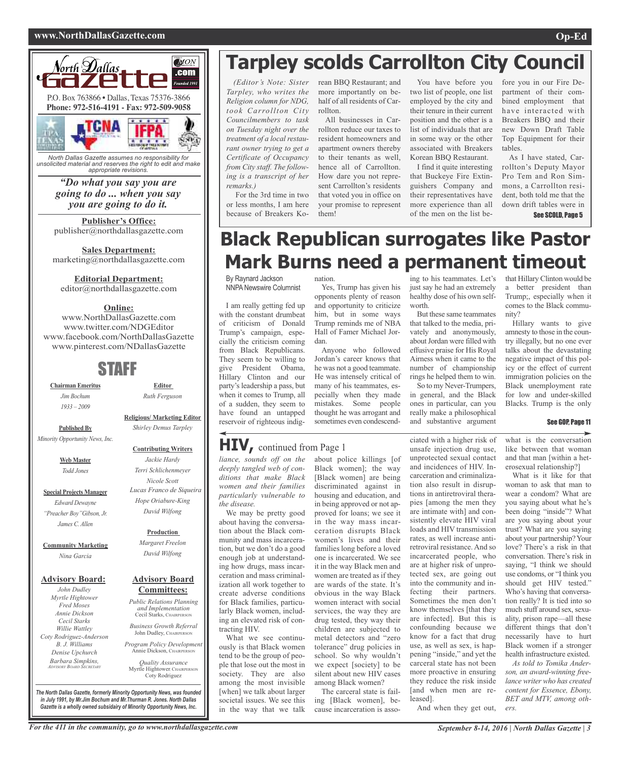# North Dallas Gazette

P.O. Box 763866 • Dallas, Texas 75376-3866
**Phone: 972-516-4191 - Fax: 972-509-9058**

*North Dallas Gazette assumes no responsibility for unsolicited material and reserves the right to edit and make appropriate revisions.*

***"Do what you say you are going to do ... when you say you are going to do it.***

**Publisher's Office:**
publisher@northdallasgazette.com

**Sales Department:**
marketing@northdallasgazette.com

**Editorial Department:**
editor@northdallasgazette.com

**Online:**
www.NorthDallasGazette.com
www.twitter.com/NDGEditor
www.facebook.com/NorthDallasGazette
www.pinterest.com/NDallasGazette

## STAFF

**Chairman Emeritus**
*Jim Bochum*
*1933 – 2009*

**Published By**
*Minority Opportunity News, Inc.*

**Web Master**
*Todd Jones*

**Special Projects Manager**
*Edward Dewayne "Preacher Boy" Gibson, Jr.*
*James C. Allen*

**Community Marketing**
*Nina Garcia*

**Advisory Board:**
*John Dudley*
*Myrtle Hightower*
*Fred Moses*
*Annie Dickson*
*Cecil Starks*
*Willie Wattley*
*Coty Rodriguez-Anderson*
*B. J. Williams*
*Denise Upchurch*
*Barbara Simpkins, Advisory Board Secretary*

**Editor**
*Ruth Ferguson*

**Religious/ Marketing Editor**
*Shirley Demus Tarpley*

**Contributing Writers**
*Jackie Hardy*
*Terri Schlichenmeyer*
*Nicole Scott*
*Lucas Franco de Siqueira*
*Hope Oriabure-King*
*David Wilfong*

**Production**
*Margaret Freelon*
*David Wilfong*

**Advisory Board Committees:**

*Public Relations Planning and Implementation*
Cecil Starks, Chairperson

*Business Growth Referral*
John Dudley, Chairperson

*Program Policy Development*
Annie Dickson, Chairperson

*Quality Assurance*
Myrtle Hightower, Chairperson
Coty Rodriguez

***The North Dallas Gazette, formerly Minority Opportunity News, was founded in July 1991, by Mr.Jim Bochum and Mr.Thurman R. Jones. North Dallas Gazette is a wholly owned subsidairy of Minority Opportunity News, Inc.***

# Tarpley scolds Carrollton City Council

*(Editor's Note: Sister Tarpley, who writes the Religion column for NDG, took Carrollton City Councilmembers to task on Tuesday night over the treatment of a local restaurant owner trying to get a Certificate of Occupancy from City staff. The following is a transcript of her remarks.)*

For the 3rd time in two or less months, I am here because of Breakers Korean BBQ Restaurant; and more importantly on behalf of all residents of Carrollton.

All businesses in Carrollton reduce our taxes to resident homeowners and apartment owners thereby to their tenants as well, hence all of Carrollton. How dare you not represent Carrollton's residents that voted you in office on your promise to represent them!

You have before you two list of people, one list employed by the city and their tenure in their current position and the other is a list of individuals that are in some way or the other associated with Breakers Korean BBQ Restaurant.

I find it quite interesting that Buckeye Fire Extinguishers Company and their representatives have more experience than all of the men on the list before you in our Fire Department of their combined employment that have interacted with Breakers BBQ and their new Down Draft Table Top Equipment for their tables.

As I have stated, Carrollton's Deputy Mayor Pro Tem and Ron Simmons, a Carrollton resident, both told me that the down drift tables were in

**See SCOLD, Page 5**

# Black Republican surrogates like Pastor Mark Burns need a permanent timeout

By Raynard Jackson
NNPA Newswire Columnist

I am really getting fed up with the constant drumbeat of criticism of Donald Trump's campaign, especially the criticism coming from Black Republicans. They seem to be willing to give President Obama, Hillary Clinton and our party's leadership a pass, but when it comes to Trump, all of a sudden, they seem to have found an untapped reservoir of righteous indignation.

Yes, Trump has given his opponents plenty of reason and opportunity to criticize him, but in some ways Trump reminds me of NBA Hall of Famer Michael Jordan.

Anyone who followed Jordan's career knows that he was not a good teammate. He was intensely critical of many of his teammates, especially when they made mistakes. Some people thought he was arrogant and sometimes even condescending to his teammates. Let's just say he had an extremely healthy dose of his own self-worth.

But these same teammates that talked to the media, privately and anonymously, about Jordan were filled with effusive praise for His Royal Airness when it came to the number of championship rings he helped them to win.

So to my Never-Trumpers, in general, and the Black ones in particular, can you really make a philosophical and substantive argument that Hillary Clinton would be a better president than Trump;, especially when it comes to the Black community?

Hillary wants to give amnesty to those in the country illegally, but no one ever talks about the devastating negative impact of this policy or the effect of current immigration policies on the Black unemployment rate for low and under-skilled Blacks. Trump is the only

**See GOP, Page 11**

# HIV, continued from Page 1

*liance, sounds off on the deeply tangled web of conditions that make Black women and their families particularly vulnerable to the disease.*

We may be pretty good about having the conversation about the Black community and mass incarceration, but we don't do a good enough job at understanding how drugs, mass incarceration and mass criminalization all work together to create adverse conditions for Black families, particularly Black women, including an elevated risk of contracting HIV.

What we see continuously is that Black women tend to be the group of people that lose out the most in society. They are also among the most invisible [when] we talk about larger societal issues. We see this in the way that we talk about police killings [of Black women]; the way [Black women] are being discriminated against in housing and education, and in being approved or not approved for loans; we see it in the way mass incarceration disrupts Black women's lives and their families long before a loved one is incarcerated. We see it in the way Black men and women are treated as if they are wards of the state. It's obvious in the way Black women interact with social services, the way they are drug tested, they way their children are subjected to metal detectors and "zero tolerance" drug policies in school. So why wouldn't we expect [society] to be silent about new HIV cases among Black women?

The carceral state is failing [Black women], because incarceration is associated with a higher risk of unsafe injection drug use, unprotected sexual contact and incidences of HIV. Incarceration and criminalization also result in disruptions in antiretroviral therapies [among the men they are intimate with] and consistently elevate HIV viral loads and HIV transmission rates, as well increase antiretroviral resistance. And so incarcerated people, who are at higher risk of unprotected sex, are going out into the community and infecting their partners. Sometimes the men don't know themselves [that they are infected]. But this is confounding because we know for a fact that drug use, as well as sex, is happening "inside," and yet the carceral state has not been more proactive in ensuring they reduce the risk inside [and when men are released].

And when they get out, what is the conversation like between that woman and that man [within a heterosexual relationship?]

What is it like for that woman to ask that man to wear a condom? What are you saying about what he's been doing "inside"? What are you saying about your trust? What are you saying about your partnership? Your love? There's a risk in that conversation. There's risk in saying, "I think we should use condoms, or "I think you should get HIV tested." Who's having that conversation really? It is tied into so much stuff around sex, sexuality, prison rape—all these different things that don't necessarily have to hurt Black women if a stronger health infrastructure existed.

*As told to Tomika Anderson, an award-winning freelance writer who has created content for Essence, Ebony, BET and MTV, among others.*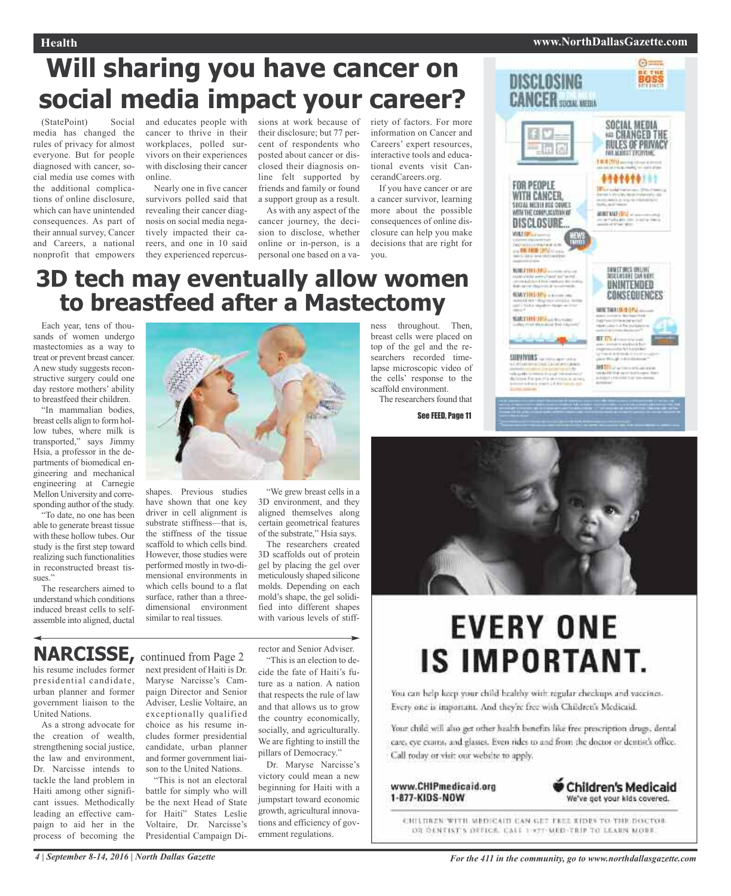# Will sharing you have cancer on social media impact your career?

(StatePoint) Social media has changed the rules of privacy for almost everyone. But for people diagnosed with cancer, social media use comes with the additional complications of online disclosure, which can have unintended consequences. As part of their annual survey, Cancer and Careers, a national nonprofit that empowers and educates people with cancer to thrive in their workplaces, polled survivors on their experiences with disclosing their cancer online.

Nearly one in five cancer survivors polled said that revealing their cancer diagnosis on social media negatively impacted their careers, and one in 10 said they experienced repercussions at work because of their disclosure; but 77 percent of respondents who posted about cancer or disclosed their diagnosis online felt supported by friends and family or found a support group as a result.

As with any aspect of the cancer journey, the decision to disclose, whether online or in-person, is a personal one based on a variety of factors. For more information on Cancer and Careers' expert resources, interactive tools and educational events visit CancerandCareers.org.

If you have cancer or are a cancer survivor, learning more about the possible consequences of online disclosure can help you make decisions that are right for you.

# 3D tech may eventually allow women to breastfeed after a Mastectomy

Each year, tens of thousands of women undergo mastectomies as a way to treat or prevent breast cancer. A new study suggests reconstructive surgery could one day restore mothers' ability to breastfeed their children.

"In mammalian bodies, breast cells align to form hollow tubes, where milk is transported," says Jimmy Hsia, a professor in the departments of biomedical engineering and mechanical engineering at Carnegie Mellon University and corresponding author of the study.

"To date, no one has been able to generate breast tissue with these hollow tubes. Our study is the first step toward realizing such functionalities in reconstructed breast tissues."

The researchers aimed to understand which conditions induced breast cells to self-assemble into aligned, ductal shapes. Previous studies have shown that one key driver in cell alignment is substrate stiffness—that is, the stiffness of the tissue scaffold to which cells bind. However, those studies were performed mostly in two-dimensional environments in which cells bound to a flat surface, rather than a three-dimensional environment similar to real tissues.

"We grew breast cells in a 3D environment, and they aligned themselves along certain geometrical features of the substrate," Hsia says.

The researchers created 3D scaffolds out of protein gel by placing the gel over meticulously shaped silicone molds. Depending on each mold's shape, the gel solidified into different shapes with various levels of stiffness throughout. Then, breast cells were placed on top of the gel and the researchers recorded time-lapse microscopic video of the cells' response to the scaffold environment.

The researchers found that

See FEED, Page 11

## NARCISSE, continued from Page 2

his resume includes former presidential candidate, urban planner and former government liaison to the United Nations.

As a strong advocate for the creation of wealth, strengthening social justice, the law and environment, Dr. Narcisse intends to tackle the land problem in Haiti among other significant issues. Methodically leading an effective campaign to aid her in the process of becoming the next president of Haiti is Dr. Maryse Narcisse's Campaign Director and Senior Adviser, Leslie Voltaire, an exceptionally qualified choice as his resume includes former presidential candidate, urban planner and former government liaison to the United Nations.

"This is not an electoral battle for simply who will be the next Head of State for Haiti" States Leslie Voltaire, Dr. Narcisse's Presidential Campaign Director and Senior Adviser.

"This is an election to decide the fate of Haiti's future as a nation. A nation that respects the rule of law and that allows us to grow the country economically, socially, and agriculturally. We are fighting to instill the pillars of Democracy."

Dr. Maryse Narcisse's victory could mean a new beginning for Haiti with a jumpstart toward economic growth, agricultural innovations and efficiency of government regulations.

# EVERY ONE IS IMPORTANT.

You can help keep your child healthy with regular checkups and vaccines. Every one is important. And they're free with Children's Medicaid.

Your child will also get other health benefits like free prescription drugs, dental care, eye exams, and glasses. Even rides to and from the doctor or dentist's office. Call today or visit our website to apply.

www.CHIPmedicaid.org
1-877-KIDS-NOW

Children's Medicaid
We've got your kids covered.

CHILDREN WITH MEDICAID CAN GET FREE RIDES TO THE DOCTOR OR DENTIST'S OFFICE. CALL 1-877-MED-TRIP TO LEARN MORE.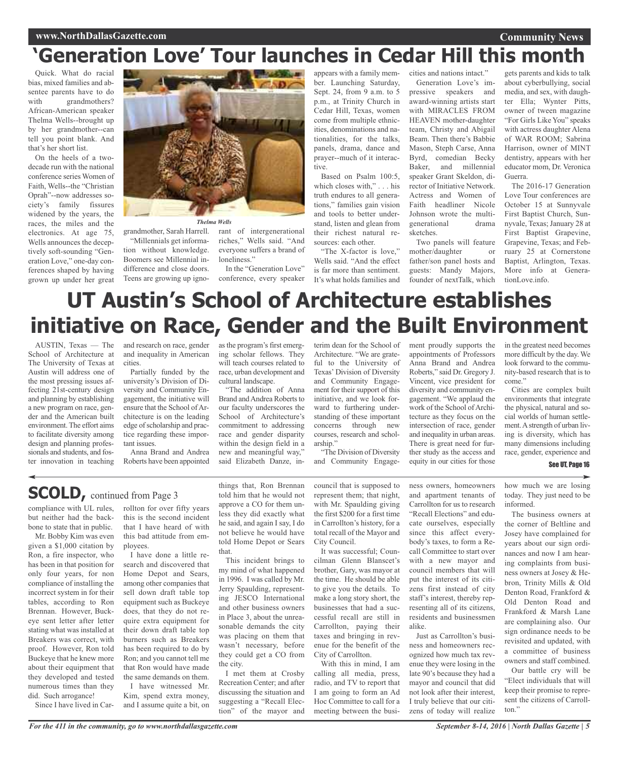# 'Generation Love' Tour launches in Cedar Hill this month

Quick. What do racial bias, mixed families and absentee parents have to do with grandmothers? African-American speaker Thelma Wells--brought up by her grandmother--can tell you point blank. And that's her short list.

On the heels of a two-decade run with the national conference series Women of Faith, Wells--the "Christian Oprah"--now addresses society's family fissures widened by the years, the races, the miles and the electronics. At age 75, Wells announces the deceptively soft-sounding "Generation Love," one-day conferences shaped by having grown up under her great grandmother, Sarah Harrell.

*Thelma Wells*

"Millennials get information without knowledge. Boomers see Millennial indifference and close doors. Teens are growing up ignorant of intergenerational riches," Wells said. "And everyone suffers a brand of loneliness."

In the "Generation Love" conference, every speaker appears with a family member. Launching Saturday, Sept. 24, from 9 a.m. to 5 p.m., at Trinity Church in Cedar Hill, Texas, women come from multiple ethnicities, denominations and nationalities, for the talks, panels, drama, dance and prayer--much of it interactive.

Based on Psalm 100:5, which closes with," . . . his truth endures to all generations," families gain vision and tools to better understand, listen and glean from their richest natural resources: each other.

"The X-factor is love," Wells said. "And the effect is far more than sentiment. It's what holds families and cities and nations intact."

Generation Love's impressive speakers and award-winning artists start with MIRACLES FROM HEAVEN mother-daughter team, Christy and Abigail Beam. Then there's Babbie Mason, Steph Carse, Anna Byrd, comedian Becky Baker, and millennial speaker Grant Skeldon, director of Initiative Network. Actress and Women of Faith headliner Nicole Johnson wrote the multi-generational drama sketches.

Two panels will feature mother/daughter or father/son panel hosts and guests: Mandy Majors, founder of nextTalk, which gets parents and kids to talk about cyberbullying, social media, and sex, with daughter Ella; Wynter Pitts, owner of tween magazine "For Girls Like You" speaks with actress daughter Alena of WAR ROOM; Sabrina Harrison, owner of MINT dentistry, appears with her educator mom, Dr. Veronica Guerra.

The 2016-17 Generation Love Tour conferences are October 15 at Sunnyvale First Baptist Church, Sunnyvale, Texas; January 28 at First Baptist Grapevine, Grapevine, Texas; and February 25 at Cornerstone Baptist, Arlington, Texas. More info at GenerationLove.info.

# UT Austin's School of Architecture establishes initiative on Race, Gender and the Built Environment

AUSTIN, Texas — The School of Architecture at The University of Texas at Austin will address one of the most pressing issues affecting 21st-century design and planning by establishing a new program on race, gender and the American built environment. The effort aims to facilitate diversity among design and planning professionals and students, and foster innovation in teaching and research on race, gender and inequality in American cities.

Partially funded by the university's Division of Diversity and Community Engagement, the initiative will ensure that the School of Architecture is on the leading edge of scholarship and practice regarding these important issues.

Anna Brand and Andrea Roberts have been appointed as the program's first emerging scholar fellows. They will teach courses related to race, urban development and cultural landscape.

"The addition of Anna Brand and Andrea Roberts to our faculty underscores the School of Architecture's commitment to addressing race and gender disparity within the design field in a new and meaningful way," said Elizabeth Danze, interim dean for the School of Architecture. "We are grateful to the University of Texas' Division of Diversity and Community Engagement for their support of this initiative, and we look forward to furthering understanding of these important concerns through new courses, research and scholarship."

"The Division of Diversity and Community Engagement proudly supports the appointments of Professors Anna Brand and Andrea Roberts," said Dr. Gregory J. Vincent, vice president for diversity and community engagement. "We applaud the work of the School of Architecture as they focus on the intersection of race, gender and inequality in urban areas. There is great need for further study as the access and equity in our cities for those in the greatest need becomes more difficult by the day. We look forward to the community-based research that is to come."

Cities are complex built environments that integrate the physical, natural and social worlds of human settlement. A strength of urban living is diversity, which has many dimensions including race, gender, experience and

**See UT, Page 16**

## SCOLD, continued from Page 3

compliance with UL rules, but neither had the backbone to state that in public.

Mr. Bobby Kim was even given a $1,000 citation by Ron, a fire inspector, who has been in that position for only four years, for non compliance of installing the incorrect system in for their tables, according to Ron Brennan. However, Buckeye sent letter after letter stating what was installed at Breakers was correct, with proof. However, Ron told Buckeye that he knew more about their equipment that they developed and tested numerous times than they did. Such arrogance!

Since I have lived in Carrollton for over fifty years this is the second incident that I have heard of with this bad attitude from employees.

I have done a little research and discovered that Home Depot and Sears, among other companies that sell down draft table top equipment such as Buckeye does, that they do not require extra equipment for their down draft table top burners such as Breakers has been required to do by Ron; and you cannot tell me that Ron would have made the same demands on them.

I have witnessed Mr. Kim, spend extra money, and I assume quite a bit, on things that, Ron Brennan told him that he would not approve a CO for them unless they did exactly what he said, and again I say, I do not believe he would have told Home Depot or Sears that.

This incident brings to my mind of what happened in 1996. I was called by Mr. Jerry Spaulding, representing JESCO International and other business owners in Place 3, about the unreasonable demands the city was placing on them that wasn't necessary, before they could get a CO from the city.

I met them at Crosby Recreation Center; and after discussing the situation and suggesting a "Recall Election" of the mayor and council that is supposed to represent them; that night, with Mr. Spaulding giving the first $200 for a first time in Carrollton's history, for a total recall of the Mayor and City Council.

It was successful; Councilman Glenn Blanscet's brother, Gary, was mayor at the time. He should be able to give you the details. To make a long story short, the businesses that had a successful recall are still in Carrollton, paying their taxes and bringing in revenue for the benefit of the City of Carrollton.

With this in mind, I am calling all media, press, radio, and TV to report that I am going to form an Ad Hoc Committee to call for a meeting between the business owners, homeowners and apartment tenants of Carrollton for us to research "Recall Elections" and educate ourselves, especially since this affect everybody's taxes, to form a Recall Committee to start over with a new mayor and council members that will put the interest of its citizens first instead of city staff's interest, thereby representing all of its citizens, residents and businessmen alike.

Just as Carrollton's business and homeowners recognized how much tax revenue they were losing in the late 90's because they had a mayor and council that did not look after their interest, I truly believe that our citizens of today will realize how much we are losing today. They just need to be informed.

The business owners at the corner of Beltline and Josey have complained for years about our sign ordinances and now I am hearing complaints from business owners at Josey & Hebron, Trinity Mills & Old Denton Road, Frankford & Old Denton Road and Frankford & Marsh Lane are complaining also. Our sign ordinance needs to be revisited and updated, with a committee of business owners and staff combined.

Our battle cry will be "Elect individuals that will keep their promise to represent the citizens of Carrollton."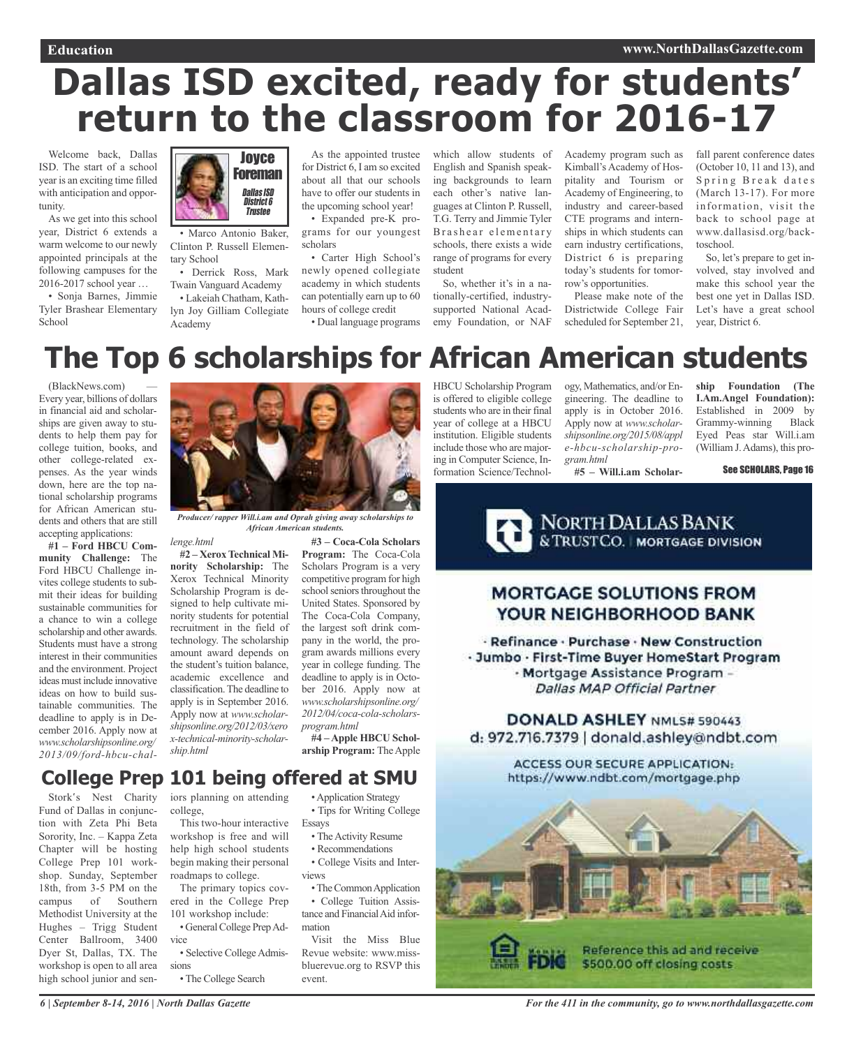# Dallas ISD excited, ready for students' return to the classroom for 2016-17

**Joyce Foreman**
*Dallas ISD District 6 Trustee*

Welcome back, Dallas ISD. The start of a school year is an exciting time filled with anticipation and opportunity.

As we get into this school year, District 6 extends a warm welcome to our newly appointed principals at the following campuses for the 2016-2017 school year …

- Sonja Barnes, Jimmie Tyler Brashear Elementary School
- Marco Antonio Baker, Clinton P. Russell Elementary School
- Derrick Ross, Mark Twain Vanguard Academy
- Lakeiah Chatham, Kathlyn Joy Gilliam Collegiate Academy

As the appointed trustee for District 6, I am so excited about all that our schools have to offer our students in the upcoming school year!

- Expanded pre-K programs for our youngest scholars
- Carter High School's newly opened collegiate academy in which students can potentially earn up to 60 hours of college credit
- Dual language programs which allow students of English and Spanish speaking backgrounds to learn each other's native languages at Clinton P. Russell, T.G. Terry and Jimmie Tyler Brashear elementary schools, there exists a wide range of programs for every student

So, whether it's in a nationally-certified, industry-supported National Academy Foundation, or NAF Academy program such as Kimball's Academy of Hospitality and Tourism or Academy of Engineering, to industry and career-based CTE programs and internships in which students can earn industry certifications, District 6 is preparing today's students for tomorrow's opportunities.

Please make note of the Districtwide College Fair scheduled for September 21, fall parent conference dates (October 10, 11 and 13), and Spring Break dates (March 13-17). For more information, visit the back to school page at www.dallasisd.org/backtoschool.

So, let's prepare to get involved, stay involved and make this school year the best one yet in Dallas ISD. Let's have a great school year, District 6.

# The Top 6 scholarships for African American students

(BlackNews.com) — Every year, billions of dollars in financial aid and scholarships are given away to students to help them pay for college tuition, books, and other college-related expenses. As the year winds down, here are the top national scholarship programs for African American students and others that are still accepting applications:

*Producer/ rapper Will.i.am and Oprah giving away scholarships to African American students.*

**#1 – Ford HBCU Community Challenge:** The Ford HBCU Challenge invites college students to submit their ideas for building sustainable communities for a chance to win a college scholarship and other awards. Students must have a strong interest in their communities and the environment. Project ideas must include innovative ideas on how to build sustainable communities. The deadline to apply is in December 2016. Apply now at *www.scholarshipsonline.org/2013/09/ford-hbcu-challenge.html*

**#2 – Xerox Technical Minority Scholarship:** The Xerox Technical Minority Scholarship Program is designed to help cultivate minority students for potential recruitment in the field of technology. The scholarship amount award depends on the student's tuition balance, academic excellence and classification. The deadline to apply is in September 2016. Apply now at *www.scholarshipsonline.org/2012/03/xerox-technical-minority-scholarship.html*

**#3 – Coca-Cola Scholars Program:** The Coca-Cola Scholars Program is a very competitive program for high school seniors throughout the United States. Sponsored by The Coca-Cola Company, the largest soft drink company in the world, the program awards millions every year in college funding. The deadline to apply is in October 2016. Apply now at *www.scholarshipsonline.org/2012/04/coca-cola-scholars-program.html*

**#4 – Apple HBCU Scholarship Program:** The Apple HBCU Scholarship Program is offered to eligible college students who are in their final year of college at a HBCU institution. Eligible students include those who are majoring in Computer Science, Information Science/Technology, Mathematics, and/or Engineering. The deadline to apply is in October 2016. Apply now at *www.scholarshipsonline.org/2015/08/apple-hbcu-scholarship-program.html*

**#5 – Will.i.am Scholarship Foundation (The I.Am.Angel Foundation):** Established in 2009 by Grammy-winning Black Eyed Peas star Will.i.am (William J. Adams), this pro-

See SCHOLARS, Page 16

## College Prep 101 being offered at SMU

Stork's Nest Charity Fund of Dallas in conjunction with Zeta Phi Beta Sorority, Inc. – Kappa Zeta Chapter will be hosting College Prep 101 workshop. Sunday, September 18th, from 3-5 PM on the campus of Southern Methodist University at the Hughes – Trigg Student Center Ballroom, 3400 Dyer St, Dallas, TX. The workshop is open to all area high school junior and seniors planning on attending college,

This two-hour interactive workshop is free and will help high school students begin making their personal roadmaps to college.

The primary topics covered in the College Prep 101 workshop include:

- General College Prep Advice
- Selective College Admissions
- The College Search
- Application Strategy
- Tips for Writing College Essays
- The Activity Resume
- Recommendations
- College Visits and Interviews
- The Common Application
- College Tuition Assistance and Financial Aid information

Visit the Miss Blue Revue website: www.missbluerevue.org to RSVP this event.

**NORTH DALLAS BANK & TRUST CO.** | MORTGAGE DIVISION

**MORTGAGE SOLUTIONS FROM YOUR NEIGHBORHOOD BANK**

· Refinance · Purchase · New Construction
· Jumbo · First-Time Buyer HomeStart Program
· Mortgage Assistance Program – *Dallas MAP Official Partner*

**DONALD ASHLEY** NMLS# 590443
d: 972.716.7379 | donald.ashley@ndbt.com

ACCESS OUR SECURE APPLICATION:
https://www.ndbt.com/mortgage.php

Member FDIC

Reference this ad and receive $500.00 off closing costs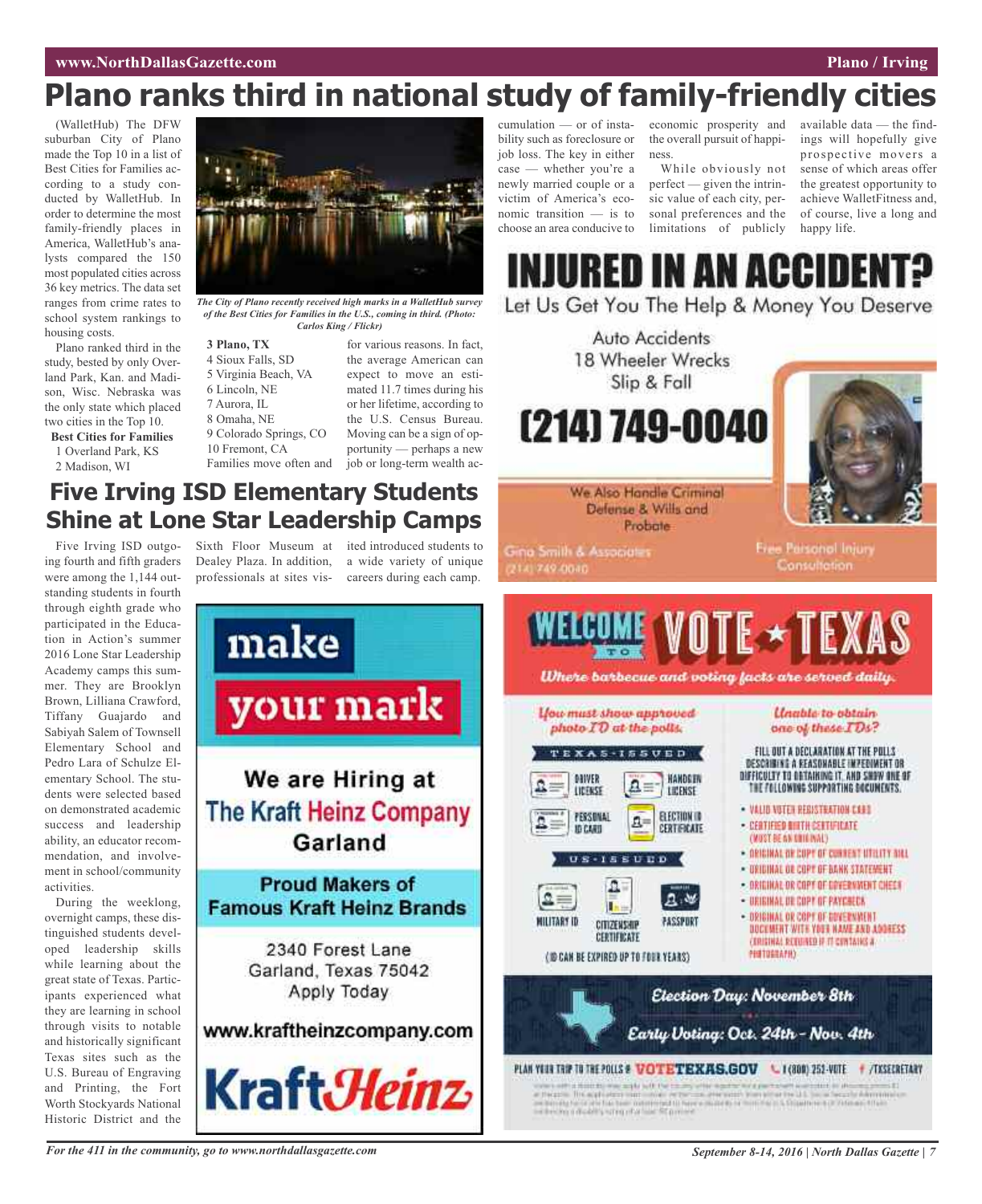# Plano ranks third in national study of family-friendly cities

(WalletHub) The DFW suburban City of Plano made the Top 10 in a list of Best Cities for Families according to a study conducted by WalletHub. In order to determine the most family-friendly places in America, WalletHub's analysts compared the 150 most populated cities across 36 key metrics. The data set ranges from crime rates to school system rankings to housing costs.

Plano ranked third in the study, bested by only Overland Park, Kan. and Madison, Wisc. Nebraska was the only state which placed two cities in the Top 10.

**Best Cities for Families**

1 Overland Park, KS
2 Madison, WI
**3 Plano, TX**
4 Sioux Falls, SD
5 Virginia Beach, VA
6 Lincoln, NE
7 Aurora, IL
8 Omaha, NE
9 Colorado Springs, CO
10 Fremont, CA

*The City of Plano recently received high marks in a WalletHub survey of the Best Cities for Families in the U.S., coming in third. (Photo: Carlos King / Flickr)*

Families move often and for various reasons. In fact, the average American can expect to move an estimated 11.7 times during his or her lifetime, according to the U.S. Census Bureau. Moving can be a sign of opportunity — perhaps a new job or long-term wealth accumulation — or of instability such as foreclosure or job loss. The key in either case — whether you're a newly married couple or a victim of America's economic transition — is to choose an area conducive to economic prosperity and the overall pursuit of happiness.

While obviously not perfect — given the intrinsic value of each city, personal preferences and the limitations of publicly available data — the findings will hopefully give prospective movers a sense of which areas offer the greatest opportunity to achieve WalletFitness and, of course, live a long and happy life.

## Five Irving ISD Elementary Students Shine at Lone Star Leadership Camps

Five Irving ISD outgoing fourth and fifth graders were among the 1,144 outstanding students in fourth through eighth grade who participated in the Education in Action's summer 2016 Lone Star Leadership Academy camps this summer. They are Brooklyn Brown, Lilliana Crawford, Tiffany Guajardo and Sabiyah Salem of Townsell Elementary School and Pedro Lara of Schulze Elementary School. The students were selected based on demonstrated academic success and leadership ability, an educator recommendation, and involvement in school/community activities.

During the weeklong, overnight camps, these distinguished students developed leadership skills while learning about the great state of Texas. Participants experienced what they are learning in school through visits to notable and historically significant Texas sites such as the U.S. Bureau of Engraving and Printing, the Fort Worth Stockyards National Historic District and the Sixth Floor Museum at Dealey Plaza. In addition, professionals at sites visited introduced students to a wide variety of unique careers during each camp.

---

**INJURED IN AN ACCIDENT?**

Let Us Get You The Help & Money You Deserve

Auto Accidents
18 Wheeler Wrecks
Slip & Fall

**(214) 749-0040**

We Also Handle Criminal Defense & Wills and Probate

Gina Smith & Associates
(214) 749-0040

Free Personal Injury Consultation

---

**make your mark**

We are Hiring at The Kraft Heinz Company Garland

Proud Makers of Famous Kraft Heinz Brands

2340 Forest Lane
Garland, Texas 75042
Apply Today

www.kraftheinzcompany.com

**KraftHeinz**

---

**WELCOME TO VOTE ★ TEXAS**

*Where barbecue and voting facts are served daily.*

*You must show approved photo ID at the polls.*

TEXAS-ISSUED
- DRIVER LICENSE
- HANDGUN LICENSE
- PERSONAL ID CARD
- ELECTION ID CERTIFICATE

US-ISSUED
- MILITARY ID
- CITIZENSHIP CERTIFICATE
- PASSPORT

(ID CAN BE EXPIRED UP TO FOUR YEARS)

*Unable to obtain one of these IDs?*

FILL OUT A DECLARATION AT THE POLLS DESCRIBING A REASONABLE IMPEDIMENT OR DIFFICULTY TO OBTAINING IT, AND SHOW ONE OF THE FOLLOWING SUPPORTING DOCUMENTS.

- VALID VOTER REGISTRATION CARD
- CERTIFIED BIRTH CERTIFICATE (MUST BE AN ORIGINAL)
- ORIGINAL OR COPY OF CURRENT UTILITY BILL
- ORIGINAL OR COPY OF BANK STATEMENT
- ORIGINAL OR COPY OF GOVERNMENT CHECK
- ORIGINAL OR COPY OF PAYCHECK
- ORIGINAL OR COPY OF GOVERNMENT DOCUMENT WITH YOUR NAME AND ADDRESS (ORIGINAL REQUIRED IF IT CONTAINS A PHOTOGRAPH)

*Election Day: November 8th*

*Early Voting: Oct. 24th - Nov. 4th*

PLAN YOUR TRIP TO THE POLLS @ VOTETEXAS.GOV 1(800) 252-VOTE /TXSECRETARY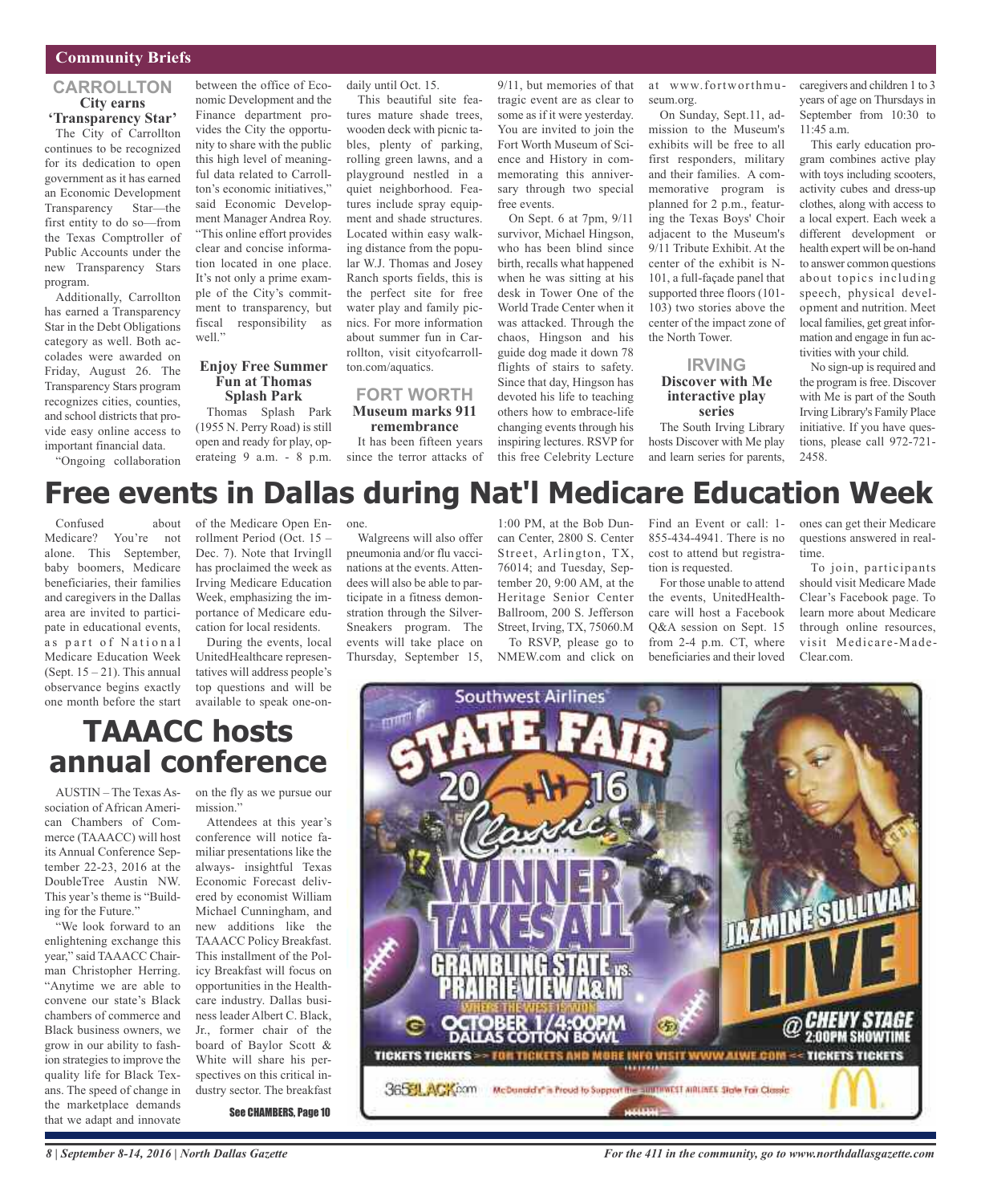## Community Briefs

### CARROLLTON

#### City earns 'Transparency Star'

The City of Carrollton continues to be recognized for its dedication to open government as it has earned an Economic Development Transparency Star—the first entity to do so—from the Texas Comptroller of Public Accounts under the new Transparency Stars program.

Additionally, Carrollton has earned a Transparency Star in the Debt Obligations category as well. Both accolades were awarded on Friday, August 26. The Transparency Stars program recognizes cities, counties, and school districts that provide easy online access to important financial data.

"Ongoing collaboration between the office of Economic Development and the Finance department provides the City the opportunity to share with the public this high level of meaningful data related to Carrollton's economic initiatives," said Economic Development Manager Andrea Roy. "This online effort provides clear and concise information located in one place. It's not only a prime example of the City's commitment to transparency, but fiscal responsibility as well."

#### Enjoy Free Summer Fun at Thomas Splash Park

Thomas Splash Park (1955 N. Perry Road) is still open and ready for play, operateing 9 a.m. - 8 p.m. daily until Oct. 15.

This beautiful site features mature shade trees, wooden deck with picnic tables, plenty of parking, rolling green lawns, and a playground nestled in a quiet neighborhood. Features include spray equipment and shade structures. Located within easy walking distance from the popular W.J. Thomas and Josey Ranch sports fields, this is the perfect site for free water play and family picnics. For more information about summer fun in Carrollton, visit cityofcarrollton.com/aquatics.

### FORT WORTH

#### Museum marks 911 remembrance

It has been fifteen years since the terror attacks of 9/11, but memories of that tragic event are as clear to some as if it were yesterday. You are invited to join the Fort Worth Museum of Science and History in commemorating this anniversary through two special free events.

On Sept. 6 at 7pm, 9/11 survivor, Michael Hingson, who has been blind since birth, recalls what happened when he was sitting at his desk in Tower One of the World Trade Center when it was attacked. Through the chaos, Hingson and his guide dog made it down 78 flights of stairs to safety. Since that day, Hingson has devoted his life to teaching others how to embrace-life changing events through his inspiring lectures. RSVP for this free Celebrity Lecture at www.fortworthmuseum.org.

On Sunday, Sept.11, admission to the Museum's exhibits will be free to all first responders, military and their families. A commemorative program is planned for 2 p.m., featuring the Texas Boys' Choir adjacent to the Museum's 9/11 Tribute Exhibit. At the center of the exhibit is N-101, a full-façade panel that supported three floors (101-103) two stories above the center of the impact zone of the North Tower.

### IRVING

#### Discover with Me interactive play series

The South Irving Library hosts Discover with Me play and learn series for parents, caregivers and children 1 to 3 years of age on Thursdays in September from 10:30 to 11:45 a.m.

This early education program combines active play with toys including scooters, activity cubes and dress-up clothes, along with access to a local expert. Each week a different development or health expert will be on-hand to answer common questions about topics including speech, physical development and nutrition. Meet local families, get great information and engage in fun activities with your child.

No sign-up is required and the program is free. Discover with Me is part of the South Irving Library's Family Place initiative. If you have questions, please call 972-721-2458.

# Free events in Dallas during Nat'l Medicare Education Week

Confused about Medicare? You're not alone. This September, baby boomers, Medicare beneficiaries, their families and caregivers in the Dallas area are invited to participate in educational events, as part of National Medicare Education Week (Sept. 15 – 21). This annual observance begins exactly one month before the start of the Medicare Open Enrollment Period (Oct. 15 – Dec. 7). Note that Irvingll has proclaimed the week as Irving Medicare Education Week, emphasizing the importance of Medicare education for local residents.

During the events, local UnitedHealthcare representatives will address people's top questions and will be available to speak one-on-one.

Walgreens will also offer pneumonia and/or flu vaccinations at the events. Attendees will also be able to participate in a fitness demonstration through the SilverSneakers program. The events will take place on Thursday, September 15, 1:00 PM, at the Bob Duncan Center, 2800 S. Center Street, Arlington, TX, 76014; and Tuesday, September 20, 9:00 AM, at the Heritage Senior Center Ballroom, 200 S. Jefferson Street, Irving, TX, 75060.M

To RSVP, please go to NMEW.com and click on Find an Event or call: 1-855-434-4941. There is no cost to attend but registration is requested.

For those unable to attend the events, UnitedHealthcare will host a Facebook Q&A session on Sept. 15 from 2-4 p.m. CT, where beneficiaries and their loved ones can get their Medicare questions answered in real-time.

To join, participants should visit Medicare Made Clear's Facebook page. To learn more about Medicare through online resources, visit Medicare-Made-Clear.com.

# TAAACC hosts annual conference

AUSTIN – The Texas Association of African American Chambers of Commerce (TAAACC) will host its Annual Conference September 22-23, 2016 at the DoubleTree Austin NW. This year's theme is "Building for the Future."

"We look forward to an enlightening exchange this year," said TAAACC Chairman Christopher Herring. "Anytime we are able to convene our state's Black chambers of commerce and Black business owners, we grow in our ability to fashion strategies to improve the quality life for Black Texans. The speed of change in the marketplace demands that we adapt and innovate on the fly as we pursue our mission."

Attendees at this year's conference will notice familiar presentations like the always- insightful Texas Economic Forecast delivered by economist William Michael Cunningham, and new additions like the TAAACC Policy Breakfast. This installment of the Policy Breakfast will focus on opportunities in the Healthcare industry. Dallas business leader Albert C. Black, Jr., former chair of the board of Baylor Scott & White will share his perspectives on this critical industry sector. The breakfast

See CHAMBERS, Page 10

Southwest Airlines STATE FAIR 2016 Classic presents WINNER TAKES ALL GRAMBLING STATE vs. PRAIRIE VIEW A&M — WHERE THE WEST IS WON — OCTOBER 1 / 4:00PM DALLAS COTTON BOWL

JAZMINE SULLIVAN LIVE @ CHEVY STAGE 2:00PM SHOWTIME

TICKETS TICKETS >> FOR TICKETS AND MORE INFO VISIT WWW.ALWE.COM << TICKETS TICKETS

365BLACK.com McDonald's is Proud to Support the Southwest Airlines State Fair Classic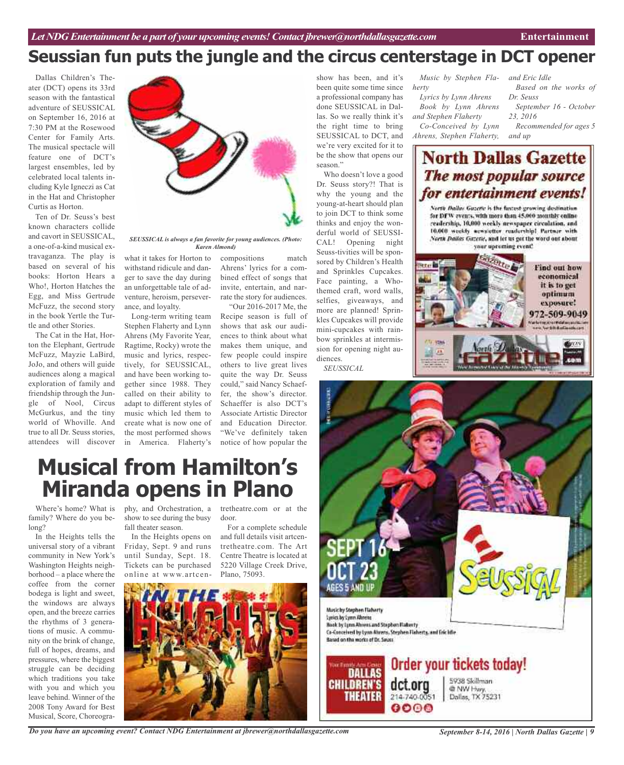# Seussian fun puts the jungle and the circus centerstage in DCT opener

Dallas Children's Theater (DCT) opens its 33rd season with the fantastical adventure of SEUSSICAL on September 16, 2016 at 7:30 PM at the Rosewood Center for Family Arts. The musical spectacle will feature one of DCT's largest ensembles, led by celebrated local talents including Kyle Igneczi as Cat in the Hat and Christopher Curtis as Horton.

Ten of Dr. Seuss's best known characters collide and cavort in SEUSSICAL, a one-of-a-kind musical extravaganza. The play is based on several of his books: Horton Hears a Who!, Horton Hatches the Egg, and Miss Gertrude McFuzz, the second story in the book Yertle the Turtle and other Stories.

The Cat in the Hat, Horton the Elephant, Gertrude McFuzz, Mayzie LaBird, JoJo, and others will guide audiences along a magical exploration of family and friendship through the Jungle of Nool, Circus McGurkus, and the tiny world of Whoville. And true to all Dr. Seuss stories, attendees will discover what it takes for Horton to withstand ridicule and danger to save the day during an unforgettable tale of adventure, heroism, perseverance, and loyalty.

*SEUSSICAL is always a fan favorite for young audiences. (Photo: Karen Almond)*

Long-term writing team Stephen Flaherty and Lynn Ahrens (My Favorite Year, Ragtime, Rocky) wrote the music and lyrics, respectively, for SEUSSICAL, and have been working together since 1988. They called on their ability to adapt to different styles of music which led them to create what is now one of the most performed shows in America. Flaherty's compositions match Ahrens' lyrics for a combined effect of songs that invite, entertain, and narrate the story for audiences.

"Our 2016-2017 Me, the Recipe season is full of shows that ask our audiences to think about what makes them unique, and few people could inspire others to live great lives quite the way Dr. Seuss could," said Nancy Schaeffer, the show's director. Schaeffer is also DCT's Associate Artistic Director and Education Director. "We've definitely taken notice of how popular the show has been, and it's been quite some time since a professional company has done SEUSSICAL in Dallas. So we really think it's the right time to bring SEUSSICAL to DCT, and we're very excited for it to be the show that opens our season."

Who doesn't love a good Dr. Seuss story?! That is why the young and the young-at-heart should plan to join DCT to think some thinks and enjoy the wonderful world of SEUSSICAL! Opening night Seuss-tivities will be sponsored by Children's Health and Sprinkles Cupcakes. Face painting, a Who-themed craft, word walls, selfies, giveaways, and more are planned! Sprinkles Cupcakes will provide mini-cupcakes with rainbow sprinkles at intermission for opening night audiences.

*SEUSSICAL*

*Music by Stephen Flaherty*

*Lyrics by Lynn Ahrens*

*Book by Lynn Ahrens and Stephen Flaherty*

*Co-Conceived by Lynn Ahrens, Stephen Flaherty, and Eric Idle*

*Based on the works of Dr. Seuss*

*September 16 - October 23, 2016*

*Recommended for ages 5 and up*

**North Dallas Gazette**
***The most popular source for entertainment events!***

North Dallas Gazette is the fastest-growing destination for DFW events, with more than 45,000 monthly online readership, 10,000 weekly newspaper circulation, and 10,000 weekly newsletter readership! Partner with North Dallas Gazette, and let us get the word out about your upcoming event!

Find out how economical it is to get optimum exposure! 972-509-9049

SEPT 16 – OCT 23 AGES 5 AND UP

Seussical

Music by Stephen Flaherty
Lyrics by Lynn Ahrens
Book by Lynn Ahrens and Stephen Flaherty
Co-Conceived by Lynn Ahrens, Stephen Flaherty, and Eric Idle
Based on the works of Dr. Seuss

Order your tickets today!

Your Family Arts Center DALLAS CHILDREN'S THEATER
dct.org 214-740-0051
5938 Skillman @ NW Hwy. Dallas, TX 75231

# Musical from Hamilton's Miranda opens in Plano

Where's home? What is family? Where do you belong?

In the Heights tells the universal story of a vibrant community in New York's Washington Heights neighborhood – a place where the coffee from the corner bodega is light and sweet, the windows are always open, and the breeze carries the rhythms of 3 generations of music. A community on the brink of change, full of hopes, dreams, and pressures, where the biggest struggle can be deciding which traditions you take with you and which you leave behind. Winner of the 2008 Tony Award for Best Musical, Score, Choreography, and Orchestration, a show to see during the busy fall theater season.

In the Heights opens on Friday, Sept. 9 and runs until Sunday, Sept. 18. Tickets can be purchased online at www.artcentretheatre.com or at the door.

For a complete schedule and full details visit artcentretheatre.com. The Art Centre Theatre is located at 5220 Village Creek Drive, Plano, 75093.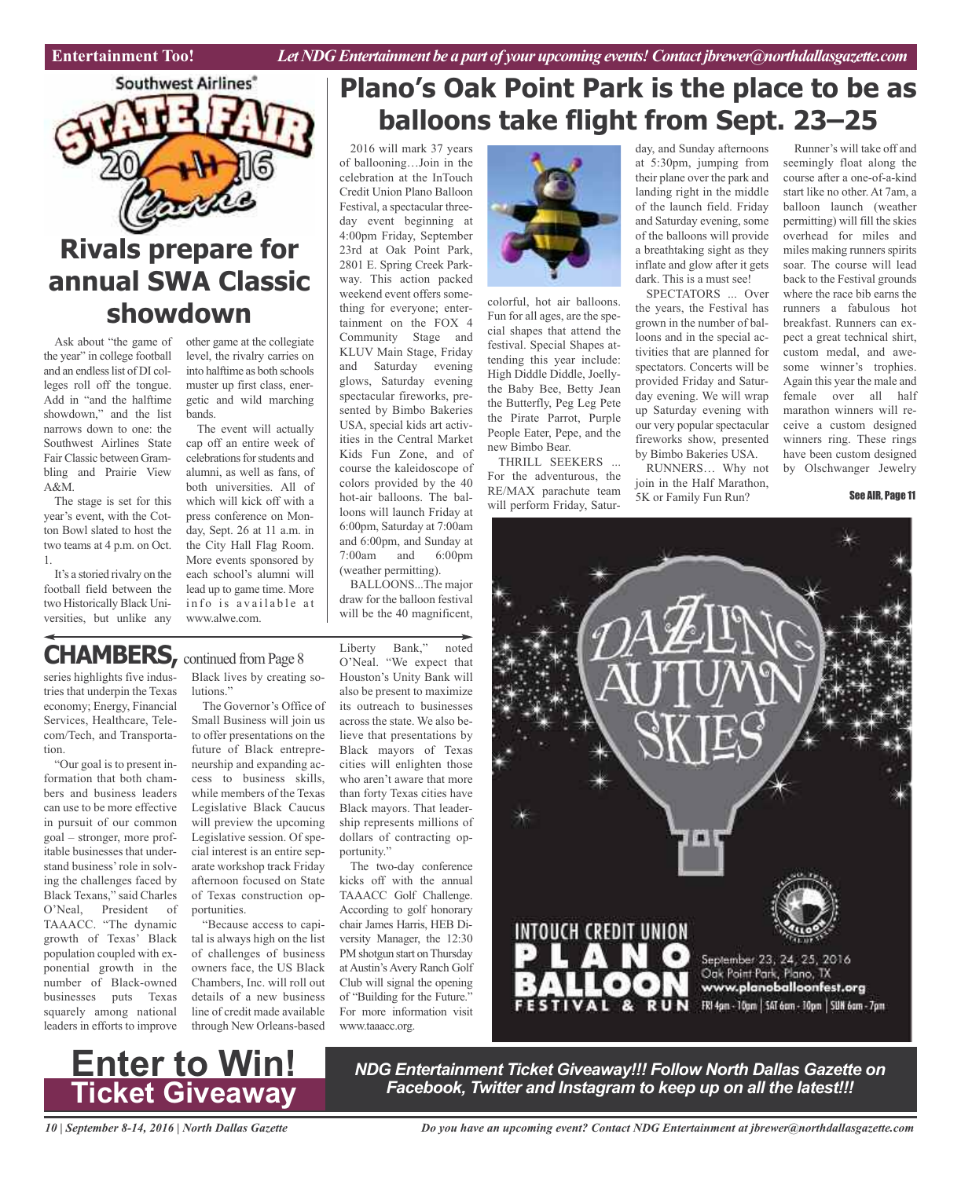# Plano's Oak Point Park is the place to be as balloons take flight from Sept. 23–25

2016 will mark 37 years of ballooning…Join in the celebration at the InTouch Credit Union Plano Balloon Festival, a spectacular three-day event beginning at 4:00pm Friday, September 23rd at Oak Point Park, 2801 E. Spring Creek Parkway. This action packed weekend event offers something for everyone; entertainment on the FOX 4 Community Stage and KLUV Main Stage, Friday and Saturday evening glows, Saturday evening spectacular fireworks, presented by Bimbo Bakeries USA, special kids art activities in the Central Market Kids Fun Zone, and of course the kaleidoscope of colors provided by the 40 hot-air balloons. The balloons will launch Friday at 6:00pm, Saturday at 7:00am and 6:00pm, and Sunday at 7:00am and 6:00pm (weather permitting).

BALLOONS...The major draw for the balloon festival will be the 40 magnificent, colorful, hot air balloons. Fun for all ages, are the special shapes that attend the festival. Special Shapes attending this year include: High Diddle Diddle, Joelly-the Baby Bee, Betty Jean the Butterfly, Peg Leg Pete the Pirate Parrot, Purple People Eater, Pepe, and the new Bimbo Bear.

THRILL SEEKERS ... For the adventurous, the RE/MAX parachute team will perform Friday, Saturday, and Sunday afternoons at 5:30pm, jumping from their plane over the park and landing right in the middle of the launch field. Friday and Saturday evening, some of the balloons will provide a breathtaking sight as they inflate and glow after it gets dark. This is a must see!

SPECTATORS ... Over the years, the Festival has grown in the number of balloons and in the special activities that are planned for spectators. Concerts will be provided Friday and Saturday evening. We will wrap up Saturday evening with our very popular spectacular fireworks show, presented by Bimbo Bakeries USA.

RUNNERS… Why not join in the Half Marathon, 5K or Family Fun Run?

Runner's will take off and seemingly float along the course after a one-of-a-kind start like no other. At 7am, a balloon launch (weather permitting) will fill the skies overhead for miles and miles making runners spirits soar. The course will lead back to the Festival grounds where the race bib earns the runners a fabulous hot breakfast. Runners can expect a great technical shirt, custom medal, and awesome winner's trophies. Again this year the male and female over all half marathon winners will receive a custom designed winners ring. These rings have been custom designed by Olschwanger Jewelry

See AIR, Page 11

DAZZLING AUTUMN SKIES

INTOUCH CREDIT UNION PLANO BALLOON FESTIVAL & RUN

September 23, 24, 25, 2016
Oak Point Park, Plano, TX
www.planoballoonfest.org
FRI 4pm - 10pm | SAT 6am - 10pm | SUN 6am - 7pm

Southwest Airlines® State Fair 2016 Classic

# Rivals prepare for annual SWA Classic showdown

Ask about "the game of the year" in college football and an endless list of DI colleges roll off the tongue. Add in "and the halftime showdown," and the list narrows down to one: the Southwest Airlines State Fair Classic between Grambling and Prairie View A&M.

The stage is set for this year's event, with the Cotton Bowl slated to host the two teams at 4 p.m. on Oct. 1.

It's a storied rivalry on the football field between the two Historically Black Universities, but unlike any other game at the collegiate level, the rivalry carries on into halftime as both schools muster up first class, energetic and wild marching bands.

The event will actually cap off an entire week of celebrations for students and alumni, as well as fans, of both universities. All of which will kick off with a press conference on Monday, Sept. 26 at 11 a.m. in the City Hall Flag Room. More events sponsored by each school's alumni will lead up to game time. More info is available at www.alwe.com.

## CHAMBERS, continued from Page 8

series highlights five industries that underpin the Texas economy; Energy, Financial Services, Healthcare, Telecom/Tech, and Transportation.

"Our goal is to present information that both chambers and business leaders can use to be more effective in pursuit of our common goal – stronger, more profitable businesses that understand business' role in solving the challenges faced by Black Texans," said Charles O'Neal, President of TAAACC. "The dynamic growth of Texas' Black population coupled with exponential growth in the number of Black-owned businesses puts Texas squarely among national leaders in efforts to improve Black lives by creating solutions."

The Governor's Office of Small Business will join us to offer presentations on the future of Black entrepreneurship and expanding access to business skills, while members of the Texas Legislative Black Caucus will preview the upcoming Legislative session. Of special interest is an entire separate workshop track Friday afternoon focused on State of Texas construction opportunities.

"Because access to capital is always high on the list of challenges of business owners face, the US Black Chambers, Inc. will roll out details of a new business line of credit made available through New Orleans-based Liberty Bank," noted O'Neal. "We expect that Houston's Unity Bank will also be present to maximize its outreach to businesses across the state. We also believe that presentations by Black mayors of Texas cities will enlighten those who aren't aware that more than forty Texas cities have Black mayors. That leadership represents millions of dollars of contracting opportunity."

The two-day conference kicks off with the annual TAAACC Golf Challenge. According to golf honorary chair James Harris, HEB Diversity Manager, the 12:30 PM shotgun start on Thursday at Austin's Avery Ranch Golf Club will signal the opening of "Building for the Future." For more information visit www.taaacc.org.

## Enter to Win! Ticket Giveaway

***NDG Entertainment Ticket Giveaway!!! Follow North Dallas Gazette on Facebook, Twitter and Instagram to keep up on all the latest!!!***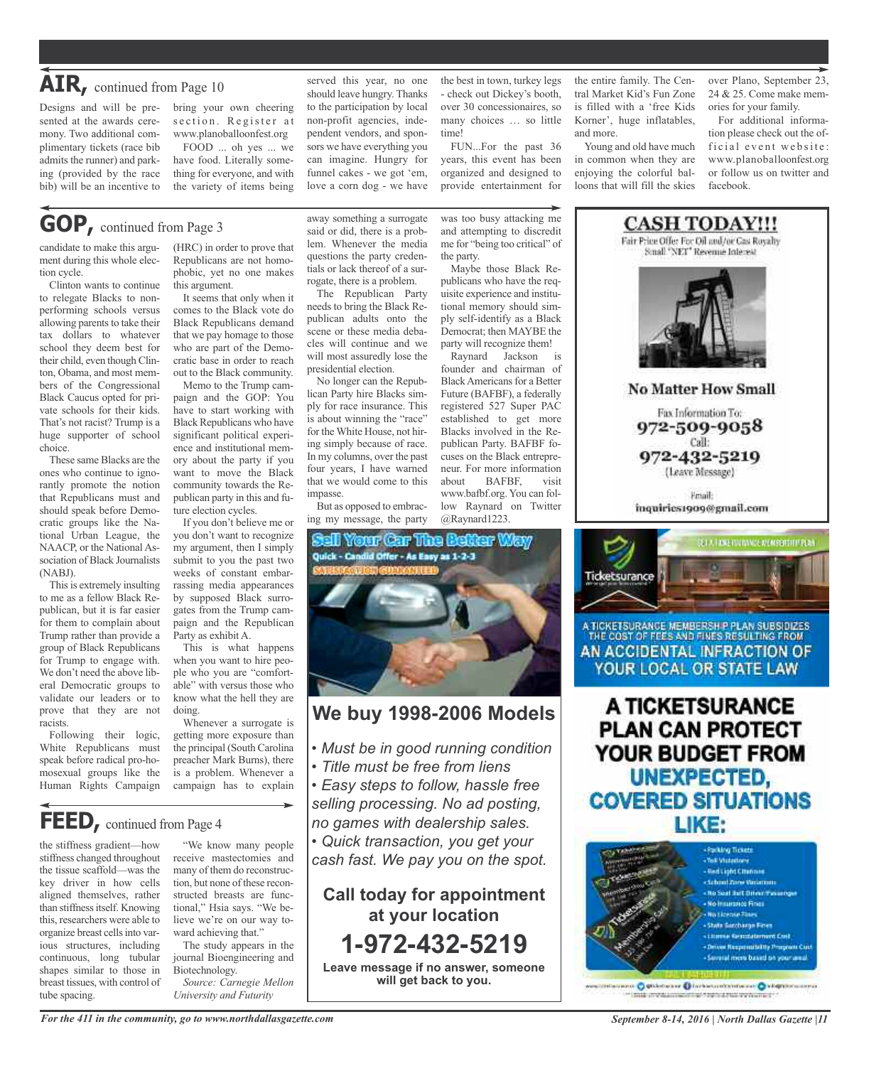## AIR, continued from Page 10

Designs and will be presented at the awards ceremony. Two additional complimentary tickets (race bib admits the runner) and parking (provided by the race bib) will be an incentive to bring your own cheering section. Register at www.planoballoonfest.org

FOOD ... oh yes ... we have food. Literally something for everyone, and with the variety of items being served this year, no one should leave hungry. Thanks to the participation by local non-profit agencies, independent vendors, and sponsors we have everything you can imagine. Hungry for funnel cakes - we got 'em, love a corn dog - we have the best in town, turkey legs - check out Dickey's booth, over 30 concessionaires, so many choices … so little time!

FUN...For the past 36 years, this event has been organized and designed to provide entertainment for the entire family. The Central Market Kid's Fun Zone is filled with a 'free Kids Korner', huge inflatables, and more.

Young and old have much in common when they are enjoying the colorful balloons that will fill the skies over Plano, September 23, 24 & 25. Come make memories for your family.

For additional information please check out the official event website: www.planoballoonfest.org or follow us on twitter and facebook.

## GOP, continued from Page 3

candidate to make this argument during this whole election cycle.

Clinton wants to continue to relegate Blacks to non-performing schools versus allowing parents to take their tax dollars to whatever school they deem best for their child, even though Clinton, Obama, and most members of the Congressional Black Caucus opted for private schools for their kids. That's not racist? Trump is a huge supporter of school choice.

These same Blacks are the ones who continue to ignorantly promote the notion that Republicans must and should speak before Democratic groups like the National Urban League, the NAACP, or the National Association of Black Journalists (NABJ).

This is extremely insulting to me as a fellow Black Republican, but it is far easier for them to complain about Trump rather than provide a group of Black Republicans for Trump to engage with. We don't need the above liberal Democratic groups to validate our leaders or to prove that they are not racists.

Following their logic, White Republicans must speak before radical pro-homosexual groups like the Human Rights Campaign (HRC) in order to prove that Republicans are not homophobic, yet no one makes this argument.

It seems that only when it comes to the Black vote do Black Republicans demand that we pay homage to those who are part of the Democratic base in order to reach out to the Black community.

Memo to the Trump campaign and the GOP: You have to start working with Black Republicans who have significant political experience and institutional memory about the party if you want to move the Black community towards the Republican party in this and future election cycles.

If you don't believe me or you don't want to recognize my argument, then I simply submit to you the past two weeks of constant embarrassing media appearances by supposed Black surrogates from the Trump campaign and the Republican Party as exhibit A.

This is what happens when you want to hire people who you are "comfortable" with versus those who know what the hell they are doing.

Whenever a surrogate is getting more exposure than the principal (South Carolina preacher Mark Burns), there is a problem. Whenever a campaign has to explain away something a surrogate said or did, there is a problem. Whenever the media questions the party credentials or lack thereof of a surrogate, there is a problem.

The Republican Party needs to bring the Black Republican adults onto the scene or these media debacles will continue and we will most assuredly lose the presidential election.

No longer can the Republican Party hire Blacks simply for race insurance. This is about winning the "race" for the White House, not hiring simply because of race. In my columns, over the past four years, I have warned that we would come to this impasse.

But as opposed to embracing my message, the party was too busy attacking me and attempting to discredit me for "being too critical" of the party.

Maybe those Black Republicans who have the requisite experience and institutional memory should simply self-identify as a Black Democrat; then MAYBE the party will recognize them!

Raynard Jackson is founder and chairman of Black Americans for a Better Future (BAFBF), a federally registered 527 Super PAC established to get more Blacks involved in the Republican Party. BAFBF focuses on the Black entrepreneur. For more information about BAFBF, visit www.bafbf.org. You can follow Raynard on Twitter @Raynard1223.

## FEED, continued from Page 4

the stiffness gradient—how stiffness changed throughout the tissue scaffold—was the key driver in how cells aligned themselves, rather than stiffness itself. Knowing this, researchers were able to organize breast cells into various structures, including continuous, long tubular shapes similar to those in breast tissues, with control of tube spacing.

"We know many people receive mastectomies and many of them do reconstruction, but none of these reconstructed breasts are functional," Hsia says. "We believe we're on our way toward achieving that."

The study appears in the journal Bioengineering and Biotechnology.

*Source: Carnegie Mellon University and Futurity*

---

**Sell Your Car The Better Way**
Quick - Candid Offer - As Easy as 1-2-3
SATISFACTION GUARANTEED

## We buy 1998-2006 Models

- *Must be in good running condition*
- *Title must be free from liens*
- *Easy steps to follow, hassle free selling processing. No ad posting, no games with dealership sales.*
- *Quick transaction, you get your cash fast. We pay you on the spot.*

**Call today for appointment at your location**

**1-972-432-5219**

**Leave message if no answer, someone will get back to you.**

---

**CASH TODAY!!!**

Fair Price Offer For Oil and/or Gas Royalty
Small "NET" Revenue Interest

**No Matter How Small**

Fax Information To:
**972-509-9058**
Call:
**972-432-5219**
(Leave Message)

Email:
**inquiries1909@gmail.com**

---

Ticketsurance

A TICKETSURANCE MEMBERSHIP PLAN SUBSIDIZES THE COST OF FEES AND FINES RESULTING FROM **AN ACCIDENTAL INFRACTION OF YOUR LOCAL OR STATE LAW**

**A TICKETSURANCE PLAN CAN PROTECT YOUR BUDGET FROM UNEXPECTED, COVERED SITUATIONS LIKE:**

- Parking Tickets
- Toll Violations
- Red Light Citations
- School Zone Violations
- No Seat Belt Driver/Passenger
- No Insurance Fines
- No License Fines
- State Surcharge Fines
- License Reinstatement Cost
- Driver Responsibility Program Cost
- Several more based on your area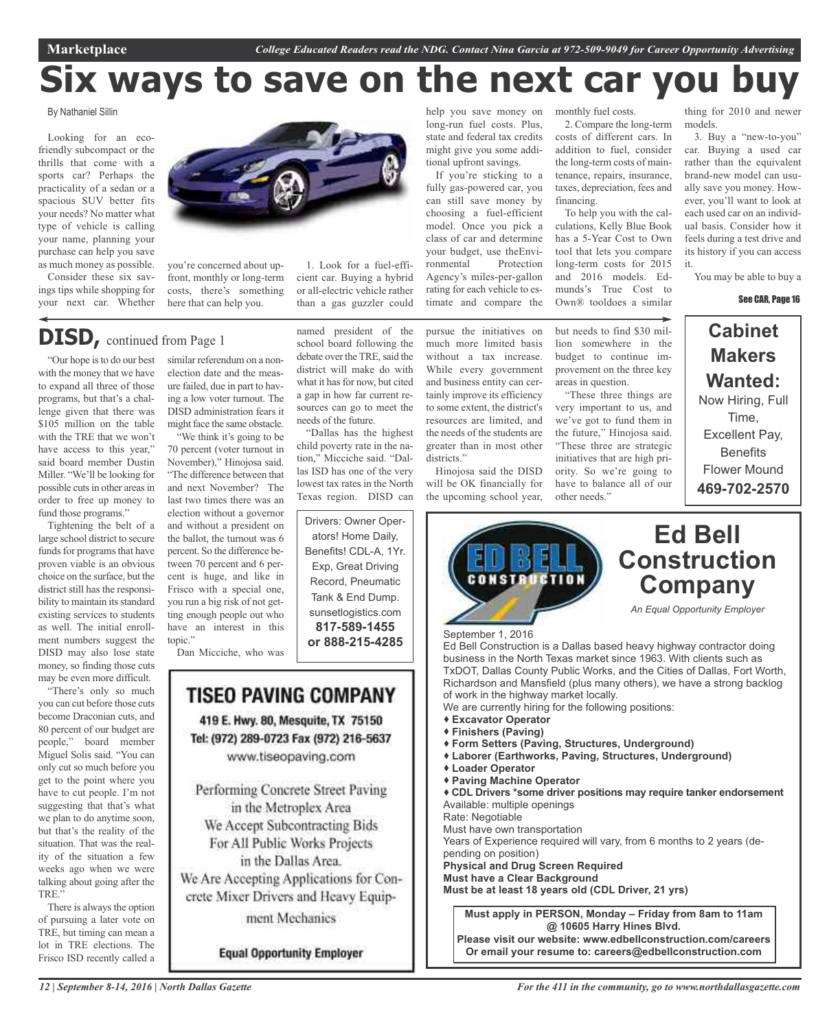# Six ways to save on the next car you buy

By Nathaniel Sillin

Looking for an eco-friendly subcompact or the thrills that come with a sports car? Perhaps the practicality of a sedan or a spacious SUV better fits your needs? No matter what type of vehicle is calling your name, planning your purchase can help you save as much money as possible.

Consider these six savings tips while shopping for your next car. Whether you're concerned about upfront, monthly or long-term costs, there's something here that can help you.

1. Look for a fuel-efficient car. Buying a hybrid or all-electric vehicle rather than a gas guzzler could help you save money on long-run fuel costs. Plus, state and federal tax credits might give you some additional upfront savings.

If you're sticking to a fully gas-powered car, you can still save money by choosing a fuel-efficient model. Once you pick a class of car and determine your budget, use theEnvironmental Protection Agency's miles-per-gallon rating for each vehicle to estimate and compare the monthly fuel costs.

2. Compare the long-term costs of different cars. In addition to fuel, consider the long-term costs of maintenance, repairs, insurance, taxes, depreciation, fees and financing.

To help you with the calculations, Kelly Blue Book has a 5-Year Cost to Own tool that lets you compare long-term costs for 2015 and 2016 models. Edmunds's True Cost to Own® tooldoes a similar thing for 2010 and newer models.

3. Buy a "new-to-you" car. Buying a used car rather than the equivalent brand-new model can usually save you money. However, you'll want to look at each used car on an individual basis. Consider how it feels during a test drive and its history if you can access it.

You may be able to buy a

See CAR, Page 16

---

## DISD, continued from Page 1

"Our hope is to do our best with the money that we have to expand all three of those programs, but that's a challenge given that there was $105 million on the table with the TRE that we won't have access to this year," said board member Dustin Miller. "We'll be looking for possible cuts in other areas in order to free up money to fund those programs."

Tightening the belt of a large school district to secure funds for programs that have proven viable is an obvious choice on the surface, but the district still has the responsibility to maintain its standard existing services to students as well. The initial enrollment numbers suggest the DISD may also lose state money, so finding those cuts may be even more difficult.

"There's only so much you can cut before those cuts become Draconian cuts, and 80 percent of our budget are people," board member Miguel Solis said. "You can only cut so much before you get to the point where you have to cut people. I'm not suggesting that that's what we plan to do anytime soon, but that's the reality of the situation. That was the reality of the situation a few weeks ago when we were talking about going after the TRE."

There is always the option of pursuing a later vote on TRE, but timing can mean a lot in TRE elections. The Frisco ISD recently called a similar referendum on a non-election date and the measure failed, due in part to having a low voter turnout. The DISD administration fears it might face the same obstacle.

"We think it's going to be 70 percent (voter turnout in November)," Hinojosa said. "The difference between that and next November? The last two times there was an election without a governor and without a president on the ballot, the turnout was 6 percent. So the difference between 70 percent and 6 percent is huge, and like in Frisco with a special one, you run a big risk of not getting enough people out who have an interest in this topic."

Dan Micciche, who was named president of the school board following the debate over the TRE, said the district will make do with what it has for now, but cited a gap in how far current resources can go to meet the needs of the future.

"Dallas has the highest child poverty rate in the nation," Micciche said. "Dallas ISD has one of the very lowest tax rates in the North Texas region. DISD can pursue the initiatives on much more limited basis without a tax increase. While every government and business entity can certainly improve its efficiency to some extent, the district's resources are limited, and the needs of the students are greater than in most other districts."

Hinojosa said the DISD will be OK financially for the upcoming school year, but needs to find $30 million somewhere in the budget to continue improvement on the three key areas in question.

"These three things are very important to us, and we've got to fund them in the future," Hinojosa said. "These three are strategic initiatives that are high priority. So we're going to have to balance all of our other needs."

---

**Cabinet Makers Wanted:**
Now Hiring, Full Time, Excellent Pay, Benefits
Flower Mound
**469-702-2570**

---

Drivers: Owner Operators! Home Daily, Benefits! CDL-A, 1Yr. Exp, Great Driving Record, Pneumatic Tank & End Dump.
sunsetlogistics.com
**817-589-1455 or 888-215-4285**

---

## TISEO PAVING COMPANY

419 E. Hwy. 80, Mesquite, TX 75150
Tel: (972) 289-0723 Fax (972) 216-5637
www.tiseopaving.com

Performing Concrete Street Paving in the Metroplex Area
We Accept Subcontracting Bids For All Public Works Projects in the Dallas Area.
We Are Accepting Applications for Concrete Mixer Drivers and Heavy Equipment Mechanics

**Equal Opportunity Employer**

---

## Ed Bell Construction Company

*An Equal Opportunity Employer*

September 1, 2016

Ed Bell Construction is a Dallas based heavy highway contractor doing business in the North Texas market since 1963. With clients such as TxDOT, Dallas County Public Works, and the Cities of Dallas, Fort Worth, Richardson and Mansfield (plus many others), we have a strong backlog of work in the highway market locally.

We are currently hiring for the following positions:

- **Excavator Operator**
- **Finishers (Paving)**
- **Form Setters (Paving, Structures, Underground)**
- **Laborer (Earthworks, Paving, Structures, Underground)**
- **Loader Operator**
- **Paving Machine Operator**
- **CDL Drivers *some driver positions may require tanker endorsement**

Available: multiple openings
Rate: Negotiable
Must have own transportation
Years of Experience required will vary, from 6 months to 2 years (depending on position)
**Physical and Drug Screen Required**
**Must have a Clear Background**
**Must be at least 18 years old (CDL Driver, 21 yrs)**

**Must apply in PERSON, Monday – Friday from 8am to 11am @ 10605 Harry Hines Blvd.**
**Please visit our website: www.edbellconstruction.com/careers**
**Or email your resume to: careers@edbellconstruction.com**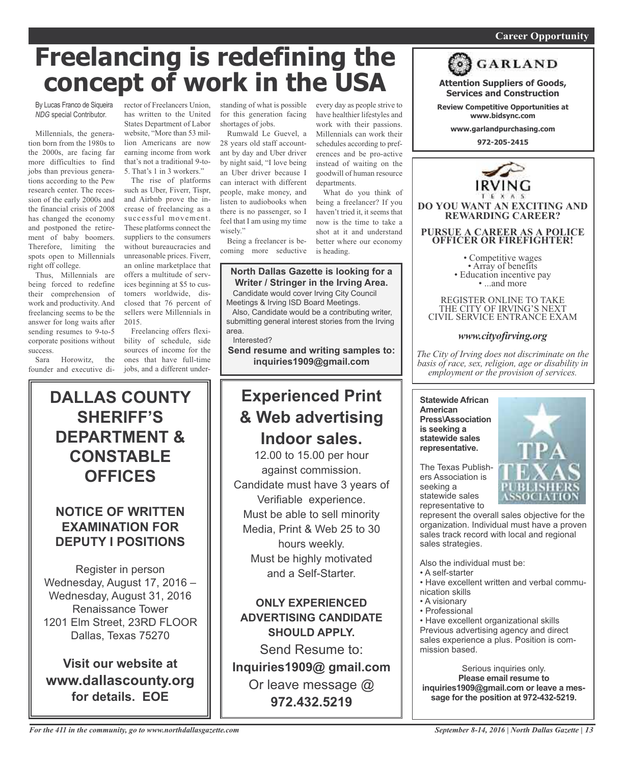# Freelancing is redefining the concept of work in the USA

By Lucas Franco de Siqueira
*NDG* special Contributor.

Millennials, the generation born from the 1980s to the 2000s, are facing far more difficulties to find jobs than previous generations according to the Pew research center. The recession of the early 2000s and the financial crisis of 2008 has changed the economy and postponed the retirement of baby boomers. Therefore, limiting the spots open to Millennials right off college.

Thus, Millennials are being forced to redefine their comprehension of work and productivity. And freelancing seems to be the answer for long waits after sending resumes to 9-to-5 corporate positions without success.

Sara Horowitz, the founder and executive director of Freelancers Union, has written to the United States Department of Labor website, "More than 53 million Americans are now earning income from work that's not a traditional 9-to-5. That's 1 in 3 workers."

The rise of platforms such as Uber, Fiverr, Tispr, and Airbnb prove the increase of freelancing as a successful movement. These platforms connect the suppliers to the consumers without bureaucracies and unreasonable prices. Fiverr, an online marketplace that offers a multitude of services beginning at $5 to customers worldwide, disclosed that 76 percent of sellers were Millennials in 2015.

Freelancing offers flexibility of schedule, side sources of income for the ones that have full-time jobs, and a different understanding of what is possible for this generation facing shortages of jobs.

Rumwald Le Guevel, a 28 years old staff accountant by day and Uber driver by night said, "I love being an Uber driver because I can interact with different people, make money, and listen to audiobooks when there is no passenger, so I feel that I am using my time wisely."

Being a freelancer is becoming more seductive every day as people strive to have healthier lifestyles and work with their passions. Millennials can work their schedules according to preferences and be pro-active instead of waiting on the goodwill of human resource departments.

What do you think of being a freelancer? If you haven't tried it, it seems that now is the time to take a shot at it and understand better where our economy is heading.

---

**North Dallas Gazette is looking for a Writer / Stringer in the Irving Area.**

Candidate would cover Irving City Council Meetings & Irving ISD Board Meetings.

Also, Candidate would be a contributing writer, submitting general interest stories from the Irving area.

Interested?

**Send resume and writing samples to: inquiries1909@gmail.com**

---

## Career Opportunity

**GARLAND**

**Attention Suppliers of Goods, Services and Construction**

**Review Competitive Opportunities at www.bidsync.com**

**www.garlandpurchasing.com**

**972-205-2415**

---

**IRVING**
TEXAS

**DO YOU WANT AN EXCITING AND REWARDING CAREER?**

**PURSUE A CAREER AS A POLICE OFFICER OR FIREFIGHTER!**

- Competitive wages
- Array of benefits
- Education incentive pay
- ...and more

REGISTER ONLINE TO TAKE THE CITY OF IRVING'S NEXT CIVIL SERVICE ENTRANCE EXAM

***www.cityofirving.org***

*The City of Irving does not discriminate on the basis of race, sex, religion, age or disability in employment or the provision of services.*

---

## DALLAS COUNTY SHERIFF'S DEPARTMENT & CONSTABLE OFFICES

### NOTICE OF WRITTEN EXAMINATION FOR DEPUTY I POSITIONS

Register in person
Wednesday, August 17, 2016 –
Wednesday, August 31, 2016
Renaissance Tower
1201 Elm Street, 23RD FLOOR
Dallas, Texas 75270

**Visit our website at www.dallascounty.org for details. EOE**

---

## Experienced Print & Web advertising Indoor sales.

12.00 to 15.00 per hour against commission.
Candidate must have 3 years of Verifiable experience.
Must be able to sell minority Media, Print & Web 25 to 30 hours weekly.
Must be highly motivated and a Self-Starter.

**ONLY EXPERIENCED ADVERTISING CANDIDATE SHOULD APPLY.**

Send Resume to:
**Inquiries1909@ gmail.com**
Or leave message @
**972.432.5219**

---

**Statewide African American Press\Association is seeking a statewide sales representative.**

TPA TEXAS PUBLISHERS ASSOCIATION

The Texas Publishers Association is seeking a statewide sales representative to represent the overall sales objective for the organization. Individual must have a proven sales track record with local and regional sales strategies.

Also the individual must be:

- A self-starter
- Have excellent written and verbal communication skills
- A visionary
- Professional
- Have excellent organizational skills

Previous advertising agency and direct sales experience a plus. Position is commission based.

Serious inquiries only.
**Please email resume to inquiries1909@gmail.com or leave a message for the position at 972-432-5219.**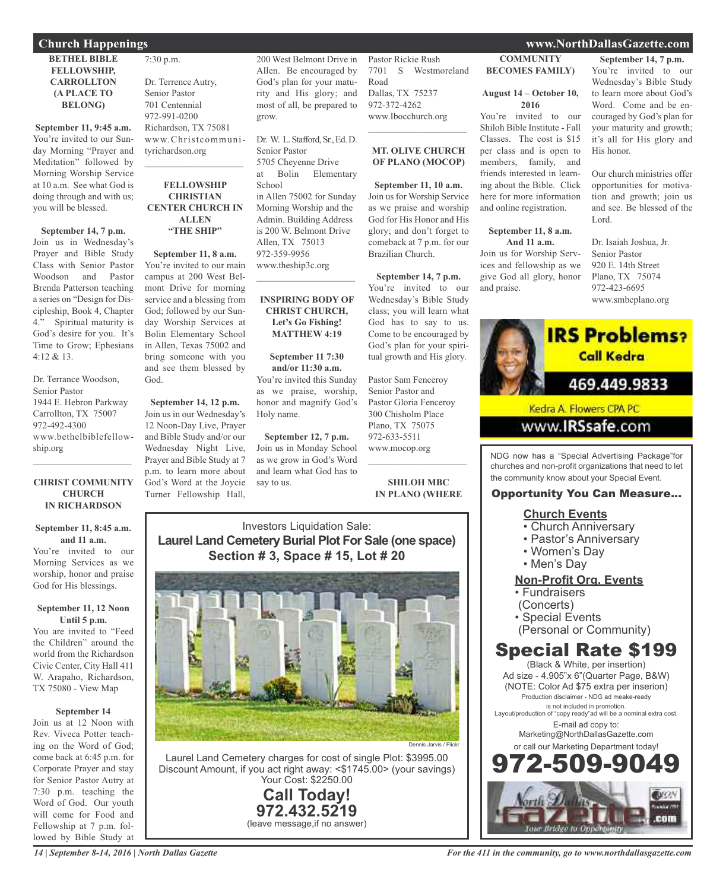## Church Happenings

**BETHEL BIBLE FELLOWSHIP, CARROLLTON (A PLACE TO BELONG)**

**September 11, 9:45 a.m.**
You're invited to our Sunday Morning "Prayer and Meditation" followed by Morning Worship Service at 10 a.m. See what God is doing through and with us; you will be blessed.

**September 14, 7 p.m.**
Join us in Wednesday's Prayer and Bible Study Class with Senior Pastor Woodson and Pastor Brenda Patterson teaching a series on "Design for Discipleship, Book 4, Chapter 4." Spiritual maturity is God's desire for you. It's Time to Grow; Ephesians 4:12 & 13.

Dr. Terrance Woodson, Senior Pastor
1944 E. Hebron Parkway
Carrollton, TX 75007
972-492-4300
www.bethelbiblefellowship.org

---

**CHRIST COMMUNITY CHURCH IN RICHARDSON**

**September 11, 8:45 a.m. and 11 a.m.**
You're invited to our Morning Services as we worship, honor and praise God for His blessings.

**September 11, 12 Noon Until 5 p.m.**
You are invited to "Feed the Children" around the world from the Richardson Civic Center, City Hall 411 W. Arapaho, Richardson, TX 75080 - View Map

**September 14**
Join us at 12 Noon with Rev. Viveca Potter teaching on the Word of God; come back at 6:45 p.m. for Corporate Prayer and stay for Senior Pastor Autry at 7:30 p.m. teaching the Word of God. Our youth will come for Food and Fellowship at 7 p.m. followed by Bible Study at 7:30 p.m.

Dr. Terrence Autry, Senior Pastor
701 Centennial
972-991-0200
Richardson, TX 75081
www.Christcommunityrichardson.org

---

**FELLOWSHIP CHRISTIAN CENTER CHURCH IN ALLEN "THE SHIP"**

**September 11, 8 a.m.**
You're invited to our main campus at 200 West Belmont Drive for morning service and a blessing from God; followed by our Sunday Worship Services at Bolin Elementary School in Allen, Texas 75002 and bring someone with you and see them blessed by God.

**September 14, 12 p.m.**
Join us in our Wednesday's 12 Noon-Day Live, Prayer and Bible Study and/or our Wednesday Night Live, Prayer and Bible Study at 7 p.m. to learn more about God's Word at the Joycie Turner Fellowship Hall, 200 West Belmont Drive in Allen. Be encouraged by God's plan for your maturity and His glory; and most of all, be prepared to grow.

Dr. W. L. Stafford, Sr., Ed. D.
Senior Pastor
5705 Cheyenne Drive at Bolin Elementary School in Allen 75002 for Sunday Morning Worship and the Admin. Building Address is 200 W. Belmont Drive Allen, TX 75013
972-359-9956
www.theship3c.org

---

**INSPIRING BODY OF CHRIST CHURCH, Let's Go Fishing! MATTHEW 4:19**

**September 11 7:30 and/or 11:30 a.m.**
You're invited this Sunday as we praise, worship, honor and magnify God's Holy name.

**September 12, 7 p.m.**
Join us in Monday School as we grow in God's Word and learn what God has to say to us.

Pastor Rickie Rush
7701 S Westmoreland Road
Dallas, TX 75237
972-372-4262
www.Ibocchurch.org

---

**MT. OLIVE CHURCH OF PLANO (MOCOP)**

**September 11, 10 a.m.**
Join us for Worship Service as we praise and worship God for His Honor and His glory; and don't forget to comeback at 7 p.m. for our Brazilian Church.

**September 14, 7 p.m.**
You're invited to our Wednesday's Bible Study class; you will learn what God has to say to us. Come to be encouraged by God's plan for your spiritual growth and His glory.

Pastor Sam Fenceroy
Senior Pastor and Pastor Gloria Fenceroy
300 Chisholm Place
Plano, TX 75075
972-633-5511
www.mocop.org

---

**SHILOH MBC IN PLANO (WHERE COMMUNITY BECOMES FAMILY)**

**August 14 – October 10, 2016**
You're invited to our Shiloh Bible Institute - Fall Classes. The cost is $15 per class and is open to members, family, and friends interested in learning about the Bible. Click here for more information and online registration.

**September 11, 8 a.m. And 11 a.m.**
Join us for Worship Services and fellowship as we give God all glory, honor and praise.

**September 14, 7 p.m.**
You're invited to our Wednesday's Bible Study to learn more about God's Word. Come and be encouraged by God's plan for your maturity and growth; it's all for His glory and His honor.

Our church ministries offer opportunities for motivation and growth; join us and see. Be blessed of the Lord.

Dr. Isaiah Joshua, Jr.
Senior Pastor
920 E. 14th Street
Plano, TX 75074
972-423-6695
www.smbcplano.org

---

Investors Liquidation Sale:
**Laurel Land Cemetery Burial Plot For Sale (one space)**
**Section # 3, Space # 15, Lot # 20**

Dennis Jarvis / Flickr

Laurel Land Cemetery charges for cost of single Plot: $3995.00
Discount Amount, if you act right away: <$1745.00> (your savings)
Your Cost: $2250.00

**Call Today!**
**972.432.5219**
(leave message,if no answer)

---

**IRS Problems? Call Kedra**
**469.449.9833**
Kedra A. Flowers CPA PC
www.IRSsafe.com

---

NDG now has a "Special Advertising Package"for churches and non-profit organizations that need to let the community know about your Special Event.

**Opportunity You Can Measure...**

**Church Events**
- Church Anniversary
- Pastor's Anniversary
- Women's Day
- Men's Day

**Non-Profit Org. Events**
- Fundraisers (Concerts)
- Special Events (Personal or Community)

**Special Rate $199**
(Black & White, per insertion)
Ad size - 4.905"x 6"(Quarter Page, B&W)
(NOTE: Color Ad $75 extra per inserion)
Production disclaimer - NDG ad meake-ready is not included in promotion.
Layout/production of "copy ready"ad will be a nominal extra cost.
E-mail ad copy to: Marketing@NorthDallasGazette.com
or call our Marketing Department today!
**972-509-9049**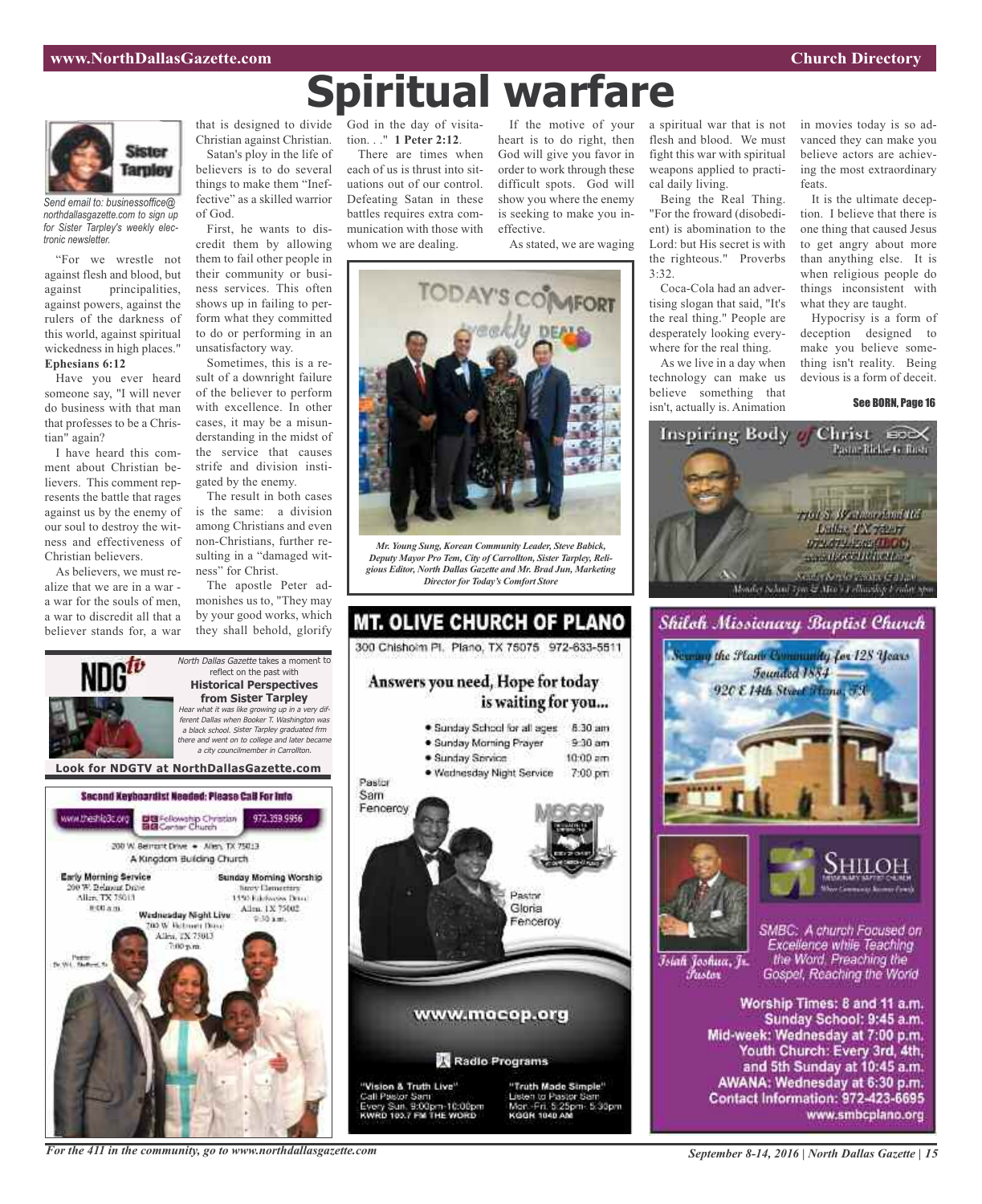# Spiritual warfare

Sister Tarpley

*Send email to: businessoffice@northdallasgazette.com to sign up for Sister Tarpley's weekly electronic newsletter.*

"For we wrestle not against flesh and blood, but against principalities, against powers, against the rulers of the darkness of this world, against spiritual wickedness in high places." **Ephesians 6:12**

Have you ever heard someone say, "I will never do business with that man that professes to be a Christian" again?

I have heard this comment about Christian believers. This comment represents the battle that rages against us by the enemy of our soul to destroy the witness and effectiveness of Christian believers.

As believers, we must realize that we are in a war - a war for the souls of men, a war to discredit all that a believer stands for, a war that is designed to divide Christian against Christian.

Satan's ploy in the life of believers is to do several things to make them "Ineffective" as a skilled warrior of God.

First, he wants to discredit them by allowing them to fail other people in their community or business services. This often shows up in failing to perform what they committed to do or performing in an unsatisfactory way.

Sometimes, this is a result of a downright failure of the believer to perform with excellence. In other cases, it may be a misunderstanding in the midst of the service that causes strife and division instigated by the enemy.

The result in both cases is the same: a division among Christians and even non-Christians, further resulting in a "damaged witness" for Christ.

The apostle Peter admonishes us to, "They may by your good works, which they shall behold, glorify God in the day of visitation. . ." **1 Peter 2:12**.

There are times when each of us is thrust into situations out of our control. Defeating Satan in these battles requires extra communication with those with whom we are dealing.

If the motive of your heart is to do right, then God will give you favor in order to work through these difficult spots. God will show you where the enemy is seeking to make you ineffective.

As stated, we are waging a spiritual war that is not flesh and blood. We must fight this war with spiritual weapons applied to practical daily living.

Being the Real Thing. "For the froward (disobedient) is abomination to the Lord: but His secret is with the righteous." Proverbs 3:32.

Coca-Cola had an advertising slogan that said, "It's the real thing." People are desperately looking everywhere for the real thing.

As we live in a day when technology can make us believe something that isn't, actually is. Animation in movies today is so advanced they can make you believe actors are achieving the most extraordinary feats.

It is the ultimate deception. I believe that there is one thing that caused Jesus to get angry about more than anything else. It is when religious people do things inconsistent with what they are taught.

Hypocrisy is a form of deception designed to make you believe something isn't reality. Being devious is a form of deceit.

**See BORN, Page 16**

*Mr. Young Sung, Korean Community Leader, Steve Babick, Deputy Mayor Pro Tem, City of Carrollton, Sister Tarpley, Religious Editor, North Dallas Gazette and Mr. Brad Jun, Marketing Director for Today's Comfort Store*

---

NDGtv

*North Dallas Gazette* takes a moment to reflect on the past with **Historical Perspectives from Sister Tarpley**

*Hear what it was like growing up in a very different Dallas when Booker T. Washington was a black school. Sister Tarpley graduated frm there and went on to college and later became a city councilmember in Carrollton.*

**Look for NDGTV at NorthDallasGazette.com**

---

**Second Keyboardist Needed: Please Call For Info**

www.theship3c.org | Fellowship Christian Center Church | 972.359.9956

200 W. Belmont Drive • Allen, TX 75013
A Kingdom Building Church

**Early Morning Service**
200 W. Belmont Drive
Allen, TX 75013
8:00 a.m.

**Sunday Morning Worship**
Story Elementary
1550 Edelweiss Drive
Allen, TX 75002
9:30 a.m.

**Wednesday Night Live**
200 W. Belmont Drive
Allen, TX 75013
7:00 p.m.

Pastor Dr. W.L. Stafford, Sr.

---

## MT. OLIVE CHURCH OF PLANO

300 Chisholm Pl. Plano, TX 75075 972-633-5511

**Answers you need, Hope for today is waiting for you...**

- Sunday School for all ages 8:30 am
- Sunday Morning Prayer 9:30 am
- Sunday Service 10:00 am
- Wednesday Night Service 7:00 pm

Pastor Sam Fenceroy

Pastor Gloria Fenceroy

www.mocop.org

Radio Programs

"Vision & Truth Live"
Call Pastor Sam
Every Sun. 9:00pm-10:00pm
KWRD 100.7 FM THE WORD

"Truth Made Simple"
Listen to Pastor Sam
Mon.-Fri. 5:25pm- 5:30pm
KGGR 1040 AM

---

Inspiring Body of Christ

Pastor Rickie G. Rush

7701 S. Westmoreland Rd
Dallas, TX 75237
972.672.2525 (IBOC)
www.IBOCCHURCH.org

Sunday Service 7:30 & 11 a.m.
Monday School 7pm & Men's Fellowship Friday 7pm

---

## Shiloh Missionary Baptist Church

Serving the Plano Community for 128 Years
Founded 1884
920 E 14th Street Plano, TX

SHILOH MISSIONARY BAPTIST CHURCH

Isiah Joshua, Jr. Pastor

SMBC: A church Focused on Excellence while Teaching the Word. Preaching the Gospel, Reaching the World

Worship Times: 8 and 11 a.m.
Sunday School: 9:45 a.m.
Mid-week: Wednesday at 7:00 p.m.
Youth Church: Every 3rd, 4th, and 5th Sunday at 10:45 a.m.
AWANA: Wednesday at 6:30 p.m.
Contact Information: 972-423-6695
www.smbcplano.org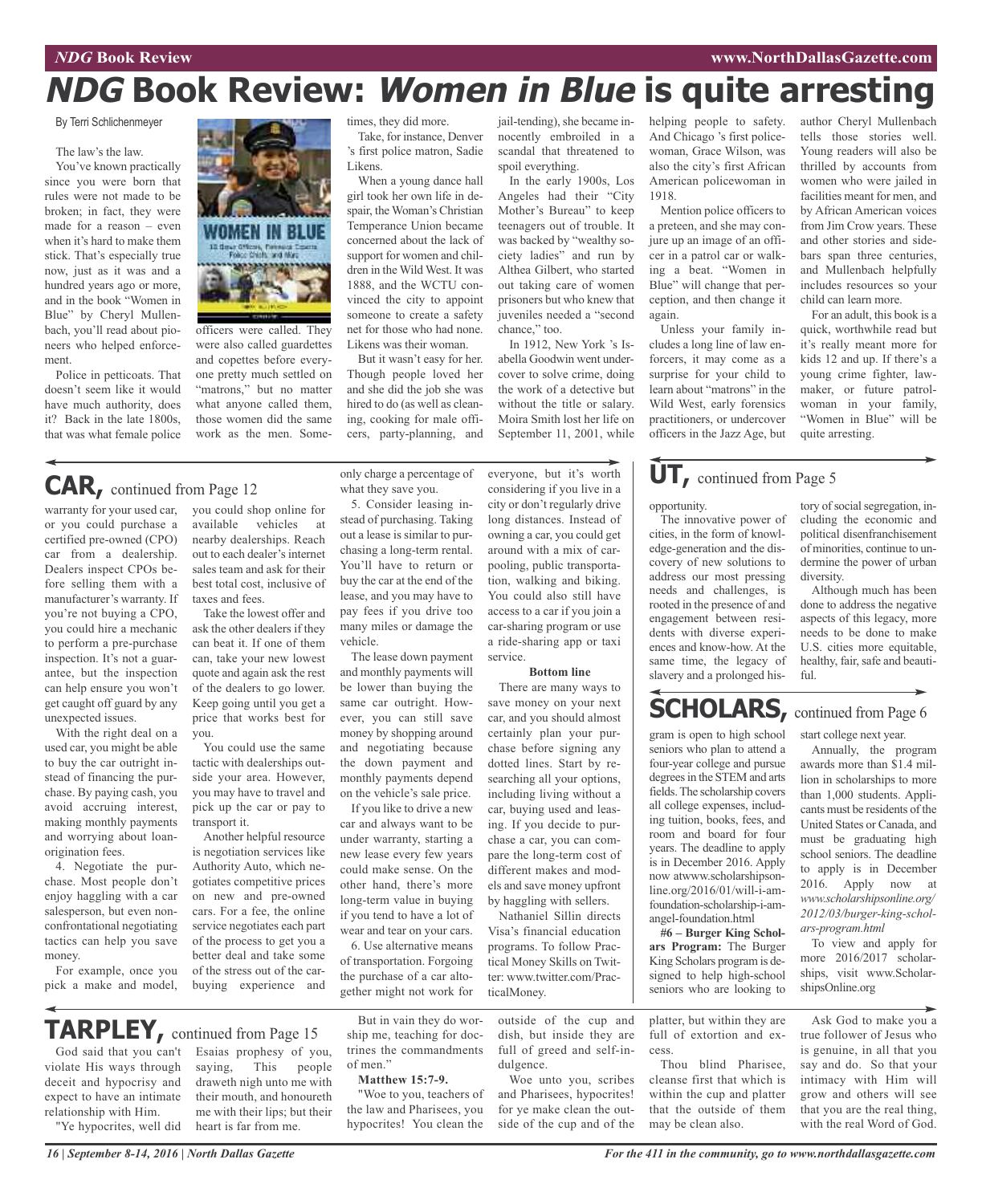# NDG Book Review: *Women in Blue* is quite arresting

By Terri Schlichenmeyer

The law's the law.

You've known practically since you were born that rules were not made to be broken; in fact, they were made for a reason – even when it's hard to make them stick. That's especially true now, just as it was and a hundred years ago or more, and in the book "Women in Blue" by Cheryl Mullenbach, you'll read about pioneers who helped enforcement.

Police in petticoats. That doesn't seem like it would have much authority, does it? Back in the late 1800s, that was what female police officers were called. They were also called guardettes and copettes before everyone pretty much settled on "matrons," but no matter what anyone called them, those women did the same work as the men. Sometimes, they did more.

Take, for instance, Denver 's first police matron, Sadie Likens.

When a young dance hall girl took her own life in despair, the Woman's Christian Temperance Union became concerned about the lack of support for women and children in the Wild West. It was 1888, and the WCTU convinced the city to appoint someone to create a safety net for those who had none. Likens was their woman.

But it wasn't easy for her. Though people loved her and she did the job she was hired to do (as well as cleaning, cooking for male officers, party-planning, and jail-tending), she became innocently embroiled in a scandal that threatened to spoil everything.

In the early 1900s, Los Angeles had their "City Mother's Bureau" to keep teenagers out of trouble. It was backed by "wealthy society ladies" and run by Althea Gilbert, who started out taking care of women prisoners but who knew that juveniles needed a "second chance," too.

In 1912, New York 's Isabella Goodwin went undercover to solve crime, doing the work of a detective but without the title or salary. Moira Smith lost her life on September 11, 2001, while helping people to safety. And Chicago 's first policewoman, Grace Wilson, was also the city's first African American policewoman in 1918.

Mention police officers to a preteen, and she may conjure up an image of an officer in a patrol car or walking a beat. "Women in Blue" will change that perception, and then change it again.

Unless your family includes a long line of law enforcers, it may come as a surprise for your child to learn about "matrons" in the Wild West, early forensics practitioners, or undercover officers in the Jazz Age, but author Cheryl Mullenbach tells those stories well. Young readers will also be thrilled by accounts from women who were jailed in facilities meant for men, and by African American voices from Jim Crow years. These and other stories and sidebars span three centuries, and Mullenbach helpfully includes resources so your child can learn more.

For an adult, this book is a quick, worthwhile read but it's really meant more for kids 12 and up. If there's a young crime fighter, lawmaker, or future patrolwoman in your family, "Women in Blue" will be quite arresting.

## CAR, continued from Page 12

warranty for your used car, or you could purchase a certified pre-owned (CPO) car from a dealership. Dealers inspect CPOs before selling them with a manufacturer's warranty. If you're not buying a CPO, you could hire a mechanic to perform a pre-purchase inspection. It's not a guarantee, but the inspection can help ensure you won't get caught off guard by any unexpected issues.

With the right deal on a used car, you might be able to buy the car outright instead of financing the purchase. By paying cash, you avoid accruing interest, making monthly payments and worrying about loan-origination fees.

4. Negotiate the purchase. Most people don't enjoy haggling with a car salesperson, but even non-confrontational negotiating tactics can help you save money.

For example, once you pick a make and model, you could shop online for available vehicles at nearby dealerships. Reach out to each dealer's internet sales team and ask for their best total cost, inclusive of taxes and fees.

Take the lowest offer and ask the other dealers if they can beat it. If one of them can, take your new lowest quote and again ask the rest of the dealers to go lower. Keep going until you get a price that works best for you.

You could use the same tactic with dealerships outside your area. However, you may have to travel and pick up the car or pay to transport it.

Another helpful resource is negotiation services like Authority Auto, which negotiates competitive prices on new and pre-owned cars. For a fee, the online service negotiates each part of the process to get you a better deal and take some of the stress out of the car-buying experience and only charge a percentage of what they save you.

5. Consider leasing instead of purchasing. Taking out a lease is similar to purchasing a long-term rental. You'll have to return or buy the car at the end of the lease, and you may have to pay fees if you drive too many miles or damage the vehicle.

The lease down payment and monthly payments will be lower than buying the car outright. However, you can still save money by shopping around and negotiating because the down payment and monthly payments depend on the vehicle's sale price.

If you like to drive a new car and always want to be under warranty, starting a new lease every few years could make sense. On the other hand, there's more long-term value in buying if you tend to have a lot of wear and tear on your cars.

6. Use alternative means of transportation. Forgoing the purchase of a car altogether might not work for everyone, but it's worth considering if you live in a city or don't regularly drive long distances. Instead of owning a car, you could get around with a mix of carpooling, public transportation, walking and biking. You could also still have access to a car if you join a car-sharing program or use a ride-sharing app or taxi service.

**Bottom line**

There are many ways to save money on your next car, and you should almost certainly plan your purchase before signing any dotted lines. Start by researching all your options, including living without a car, buying used and leasing. If you decide to purchase a car, you can compare the long-term cost of different makes and models and save money upfront by haggling with sellers.

Nathaniel Sillin directs Visa's financial education programs. To follow Practical Money Skills on Twitter: www.twitter.com/PracticalMoney.

## UT, continued from Page 5

opportunity.

The innovative power of cities, in the form of knowledge-generation and the discovery of new solutions to address our most pressing needs and challenges, is rooted in the presence of and engagement between residents with diverse experiences and know-how. At the same time, the legacy of slavery and a prolonged history of social segregation, including the economic and political disenfranchisement of minorities, continue to undermine the power of urban diversity.

Although much has been done to address the negative aspects of this legacy, more needs to be done to make U.S. cities more equitable, healthy, fair, safe and beautiful.

## SCHOLARS, continued from Page 6

gram is open to high school seniors who plan to attend a four-year college and pursue degrees in the STEM and arts fields. The scholarship covers all college expenses, including tuition, books, fees, and room and board for four years. The deadline to apply is in December 2016. Apply now atwww.scholarshipsonline.org/2016/01/will-i-am-foundation-scholarship-i-am-angel-foundation.html

**#6 – Burger King Scholars Program:** The Burger King Scholars program is designed to help high-school seniors who are looking to start college next year.

Annually, the program awards more than $1.4 million in scholarships to more than 1,000 students. Applicants must be residents of the United States or Canada, and must be graduating high school seniors. The deadline to apply is in December 2016. Apply now at *www.scholarshipsonline.org/2012/03/burger-king-scholars-program.html*

To view and apply for more 2016/2017 scholarships, visit www.ScholarshipsOnline.org

## TARPLEY, continued from Page 15

God said that you can't violate His ways through deceit and hypocrisy and expect to have an intimate relationship with Him.

"Ye hypocrites, well did Esaias prophesy of you, saying, This people draweth nigh unto me with their mouth, and honoureth me with their lips; but their heart is far from me.

But in vain they do worship me, teaching for doctrines the commandments of men."

**Matthew 15:7-9.**

"Woe to you, teachers of the law and Pharisees, you hypocrites! You clean the outside of the cup and dish, but inside they are full of greed and self-indulgence.

Woe unto you, scribes and Pharisees, hypocrites! for ye make clean the outside of the cup and of the platter, but within they are full of extortion and excess.

Thou blind Pharisee, cleanse first that which is within the cup and platter that the outside of them may be clean also.

Ask God to make you a true follower of Jesus who is genuine, in all that you say and do. So that your intimacy with Him will grow and others will see that you are the real thing, with the real Word of God.